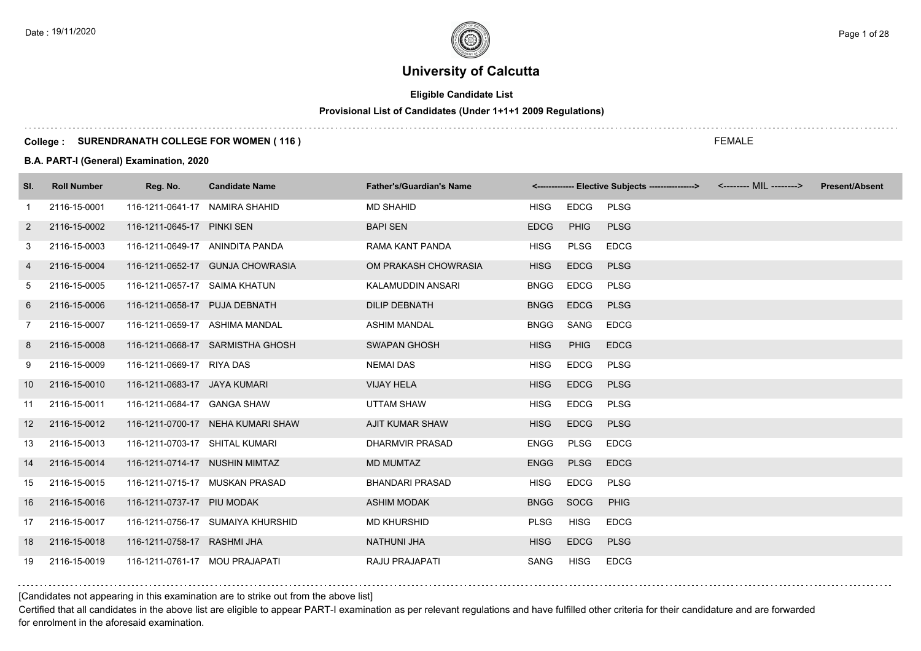# University of Calcutta

**Eligible Candidate List**

**Provisional List of Candidates (Under 1+1+1 2009 Regulations)**

**College : SURENDRANATH COLLEGE FOR WOMEN ( 116 )**

FEMALE

**B.A. PART-I (General) Examination, 2020**

| Sl. | Roll Number | Reg. No. | Candidate Name | Father's/Guardian's Name | <------------- Elective Subjects ----------------> | | | <-------- MIL --------> | Present/Absent |
|---|---|---|---|---|---|---|---|---|---|
| 1 | 2116-15-0001 | 116-1211-0641-17 | NAMIRA SHAHID | MD SHAHID | HISG | EDCG | PLSG | | |
| 2 | 2116-15-0002 | 116-1211-0645-17 | PINKI SEN | BAPI SEN | EDCG | PHIG | PLSG | | |
| 3 | 2116-15-0003 | 116-1211-0649-17 | ANINDITA PANDA | RAMA KANT PANDA | HISG | PLSG | EDCG | | |
| 4 | 2116-15-0004 | 116-1211-0652-17 | GUNJA CHOWRASIA | OM PRAKASH CHOWRASIA | HISG | EDCG | PLSG | | |
| 5 | 2116-15-0005 | 116-1211-0657-17 | SAIMA KHATUN | KALAMUDDIN ANSARI | BNGG | EDCG | PLSG | | |
| 6 | 2116-15-0006 | 116-1211-0658-17 | PUJA DEBNATH | DILIP DEBNATH | BNGG | EDCG | PLSG | | |
| 7 | 2116-15-0007 | 116-1211-0659-17 | ASHIMA MANDAL | ASHIM MANDAL | BNGG | SANG | EDCG | | |
| 8 | 2116-15-0008 | 116-1211-0668-17 | SARMISTHA GHOSH | SWAPAN GHOSH | HISG | PHIG | EDCG | | |
| 9 | 2116-15-0009 | 116-1211-0669-17 | RIYA DAS | NEMAI DAS | HISG | EDCG | PLSG | | |
| 10 | 2116-15-0010 | 116-1211-0683-17 | JAYA KUMARI | VIJAY HELA | HISG | EDCG | PLSG | | |
| 11 | 2116-15-0011 | 116-1211-0684-17 | GANGA SHAW | UTTAM SHAW | HISG | EDCG | PLSG | | |
| 12 | 2116-15-0012 | 116-1211-0700-17 | NEHA KUMARI SHAW | AJIT KUMAR SHAW | HISG | EDCG | PLSG | | |
| 13 | 2116-15-0013 | 116-1211-0703-17 | SHITAL KUMARI | DHARMVIR PRASAD | ENGG | PLSG | EDCG | | |
| 14 | 2116-15-0014 | 116-1211-0714-17 | NUSHIN MIMTAZ | MD MUMTAZ | ENGG | PLSG | EDCG | | |
| 15 | 2116-15-0015 | 116-1211-0715-17 | MUSKAN PRASAD | BHANDARI PRASAD | HISG | EDCG | PLSG | | |
| 16 | 2116-15-0016 | 116-1211-0737-17 | PIU MODAK | ASHIM MODAK | BNGG | SOCG | PHIG | | |
| 17 | 2116-15-0017 | 116-1211-0756-17 | SUMAIYA KHURSHID | MD KHURSHID | PLSG | HISG | EDCG | | |
| 18 | 2116-15-0018 | 116-1211-0758-17 | RASHMI JHA | NATHUNI JHA | HISG | EDCG | PLSG | | |
| 19 | 2116-15-0019 | 116-1211-0761-17 | MOU PRAJAPATI | RAJU PRAJAPATI | SANG | HISG | EDCG | | |

[Candidates not appearing in this examination are to strike out from the above list]

Certified that all candidates in the above list are eligible to appear PART-I examination as per relevant regulations and have fulfilled other criteria for their candidature and are forwarded for enrolment in the aforesaid examination.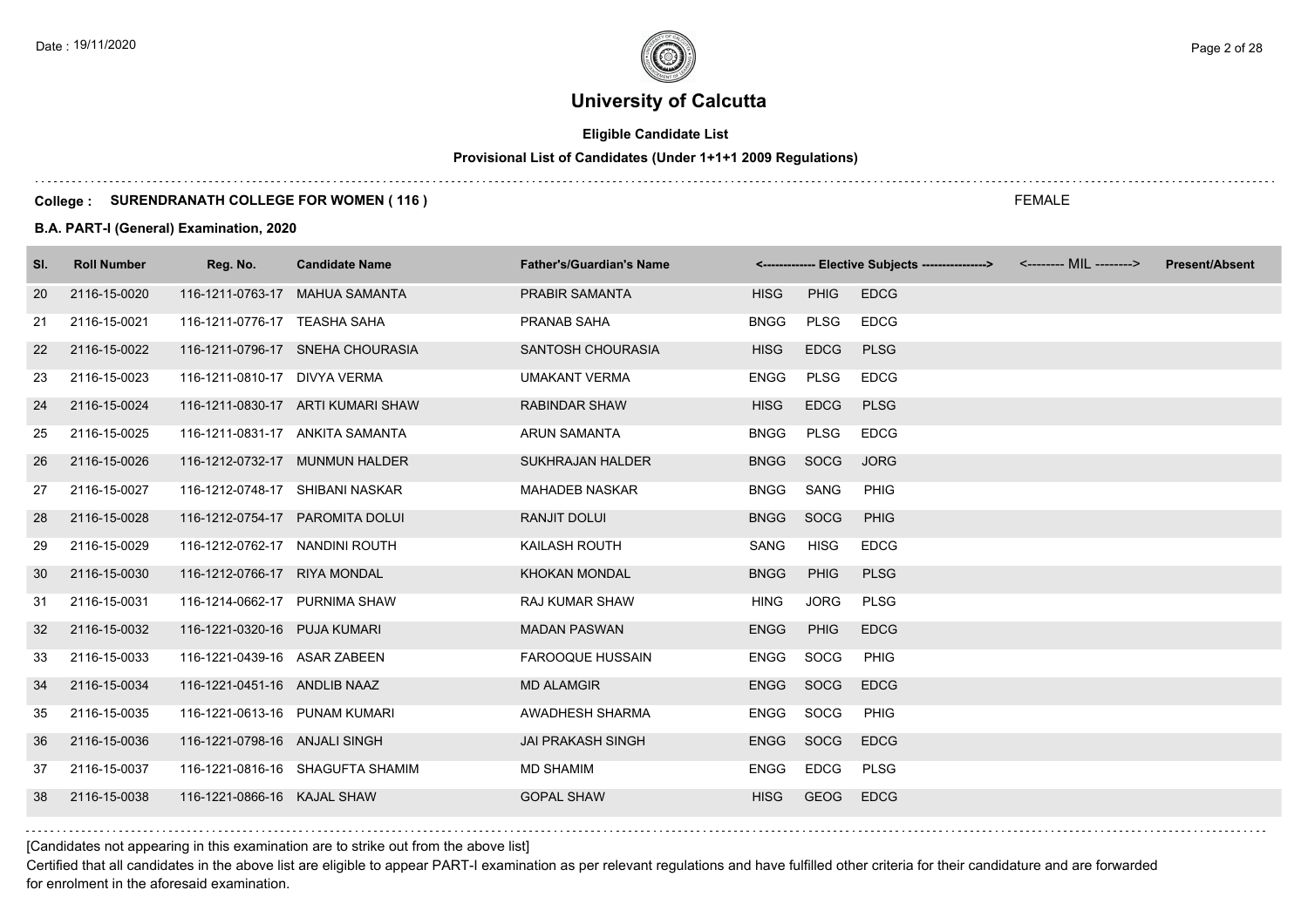# University of Calcutta

**Eligible Candidate List**

**Provisional List of Candidates (Under 1+1+1 2009 Regulations)**

**College : SURENDRANATH COLLEGE FOR WOMEN ( 116 )**

FEMALE

**B.A. PART-I (General) Examination, 2020**

| Sl. | Roll Number | Reg. No. | Candidate Name | Father's/Guardian's Name | <------------- Elective Subjects ----------------> | | | <-------- MIL --------> | Present/Absent |
|---|---|---|---|---|---|---|---|---|---|
| 20 | 2116-15-0020 | 116-1211-0763-17 | MAHUA SAMANTA | PRABIR SAMANTA | HISG | PHIG | EDCG | | |
| 21 | 2116-15-0021 | 116-1211-0776-17 | TEASHA SAHA | PRANAB SAHA | BNGG | PLSG | EDCG | | |
| 22 | 2116-15-0022 | 116-1211-0796-17 | SNEHA CHOURASIA | SANTOSH CHOURASIA | HISG | EDCG | PLSG | | |
| 23 | 2116-15-0023 | 116-1211-0810-17 | DIVYA VERMA | UMAKANT VERMA | ENGG | PLSG | EDCG | | |
| 24 | 2116-15-0024 | 116-1211-0830-17 | ARTI KUMARI SHAW | RABINDAR SHAW | HISG | EDCG | PLSG | | |
| 25 | 2116-15-0025 | 116-1211-0831-17 | ANKITA SAMANTA | ARUN SAMANTA | BNGG | PLSG | EDCG | | |
| 26 | 2116-15-0026 | 116-1212-0732-17 | MUNMUN HALDER | SUKHRAJAN HALDER | BNGG | SOCG | JORG | | |
| 27 | 2116-15-0027 | 116-1212-0748-17 | SHIBANI NASKAR | MAHADEB NASKAR | BNGG | SANG | PHIG | | |
| 28 | 2116-15-0028 | 116-1212-0754-17 | PAROMITA DOLUI | RANJIT DOLUI | BNGG | SOCG | PHIG | | |
| 29 | 2116-15-0029 | 116-1212-0762-17 | NANDINI ROUTH | KAILASH ROUTH | SANG | HISG | EDCG | | |
| 30 | 2116-15-0030 | 116-1212-0766-17 | RIYA MONDAL | KHOKAN MONDAL | BNGG | PHIG | PLSG | | |
| 31 | 2116-15-0031 | 116-1214-0662-17 | PURNIMA SHAW | RAJ KUMAR SHAW | HING | JORG | PLSG | | |
| 32 | 2116-15-0032 | 116-1221-0320-16 | PUJA KUMARI | MADAN PASWAN | ENGG | PHIG | EDCG | | |
| 33 | 2116-15-0033 | 116-1221-0439-16 | ASAR ZABEEN | FAROOQUE HUSSAIN | ENGG | SOCG | PHIG | | |
| 34 | 2116-15-0034 | 116-1221-0451-16 | ANDLIB NAAZ | MD ALAMGIR | ENGG | SOCG | EDCG | | |
| 35 | 2116-15-0035 | 116-1221-0613-16 | PUNAM KUMARI | AWADHESH SHARMA | ENGG | SOCG | PHIG | | |
| 36 | 2116-15-0036 | 116-1221-0798-16 | ANJALI SINGH | JAI PRAKASH SINGH | ENGG | SOCG | EDCG | | |
| 37 | 2116-15-0037 | 116-1221-0816-16 | SHAGUFTA SHAMIM | MD SHAMIM | ENGG | EDCG | PLSG | | |
| 38 | 2116-15-0038 | 116-1221-0866-16 | KAJAL SHAW | GOPAL SHAW | HISG | GEOG | EDCG | | |

[Candidates not appearing in this examination are to strike out from the above list]

Certified that all candidates in the above list are eligible to appear PART-I examination as per relevant regulations and have fulfilled other criteria for their candidature and are forwarded for enrolment in the aforesaid examination.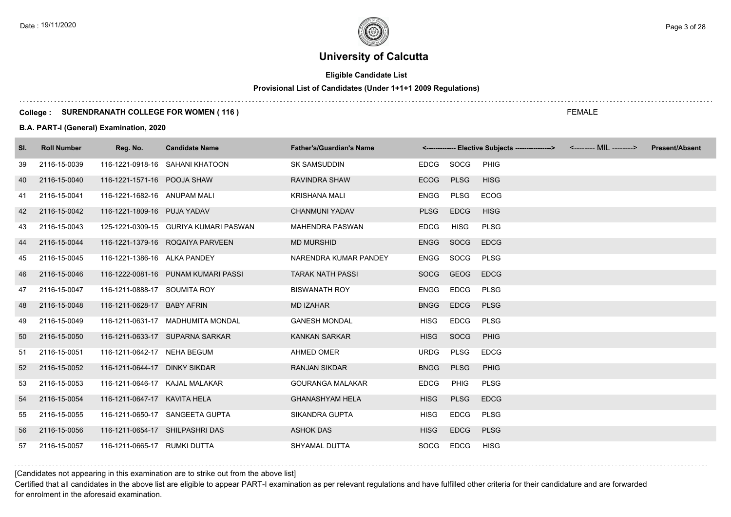# University of Calcutta

**Eligible Candidate List**

**Provisional List of Candidates (Under 1+1+1 2009 Regulations)**

**College : SURENDRANATH COLLEGE FOR WOMEN ( 116 )**

FEMALE

**B.A. PART-I (General) Examination, 2020**

| Sl. | Roll Number | Reg. No. | Candidate Name | Father's/Guardian's Name | <------------- Elective Subjects ----------------> | | | <-------- MIL --------> | Present/Absent |
|---|---|---|---|---|---|---|---|---|---|
| 39 | 2116-15-0039 | 116-1221-0918-16 | SAHANI KHATOON | SK SAMSUDDIN | EDCG | SOCG | PHIG | | |
| 40 | 2116-15-0040 | 116-1221-1571-16 | POOJA SHAW | RAVINDRA SHAW | ECOG | PLSG | HISG | | |
| 41 | 2116-15-0041 | 116-1221-1682-16 | ANUPAM MALI | KRISHANA MALI | ENGG | PLSG | ECOG | | |
| 42 | 2116-15-0042 | 116-1221-1809-16 | PUJA YADAV | CHANMUNI YADAV | PLSG | EDCG | HISG | | |
| 43 | 2116-15-0043 | 125-1221-0309-15 | GURIYA KUMARI PASWAN | MAHENDRA PASWAN | EDCG | HISG | PLSG | | |
| 44 | 2116-15-0044 | 116-1221-1379-16 | ROQAIYA PARVEEN | MD MURSHID | ENGG | SOCG | EDCG | | |
| 45 | 2116-15-0045 | 116-1221-1386-16 | ALKA PANDEY | NARENDRA KUMAR PANDEY | ENGG | SOCG | PLSG | | |
| 46 | 2116-15-0046 | 116-1222-0081-16 | PUNAM KUMARI PASSI | TARAK NATH PASSI | SOCG | GEOG | EDCG | | |
| 47 | 2116-15-0047 | 116-1211-0888-17 | SOUMITA ROY | BISWANATH ROY | ENGG | EDCG | PLSG | | |
| 48 | 2116-15-0048 | 116-1211-0628-17 | BABY AFRIN | MD IZAHAR | BNGG | EDCG | PLSG | | |
| 49 | 2116-15-0049 | 116-1211-0631-17 | MADHUMITA MONDAL | GANESH MONDAL | HISG | EDCG | PLSG | | |
| 50 | 2116-15-0050 | 116-1211-0633-17 | SUPARNA SARKAR | KANKAN SARKAR | HISG | SOCG | PHIG | | |
| 51 | 2116-15-0051 | 116-1211-0642-17 | NEHA BEGUM | AHMED OMER | URDG | PLSG | EDCG | | |
| 52 | 2116-15-0052 | 116-1211-0644-17 | DINKY SIKDAR | RANJAN SIKDAR | BNGG | PLSG | PHIG | | |
| 53 | 2116-15-0053 | 116-1211-0646-17 | KAJAL MALAKAR | GOURANGA MALAKAR | EDCG | PHIG | PLSG | | |
| 54 | 2116-15-0054 | 116-1211-0647-17 | KAVITA HELA | GHANASHYAM HELA | HISG | PLSG | EDCG | | |
| 55 | 2116-15-0055 | 116-1211-0650-17 | SANGEETA GUPTA | SIKANDRA GUPTA | HISG | EDCG | PLSG | | |
| 56 | 2116-15-0056 | 116-1211-0654-17 | SHILPASHRI DAS | ASHOK DAS | HISG | EDCG | PLSG | | |
| 57 | 2116-15-0057 | 116-1211-0665-17 | RUMKI DUTTA | SHYAMAL DUTTA | SOCG | EDCG | HISG | | |

[Candidates not appearing in this examination are to strike out from the above list]

Certified that all candidates in the above list are eligible to appear PART-I examination as per relevant regulations and have fulfilled other criteria for their candidature and are forwarded for enrolment in the aforesaid examination.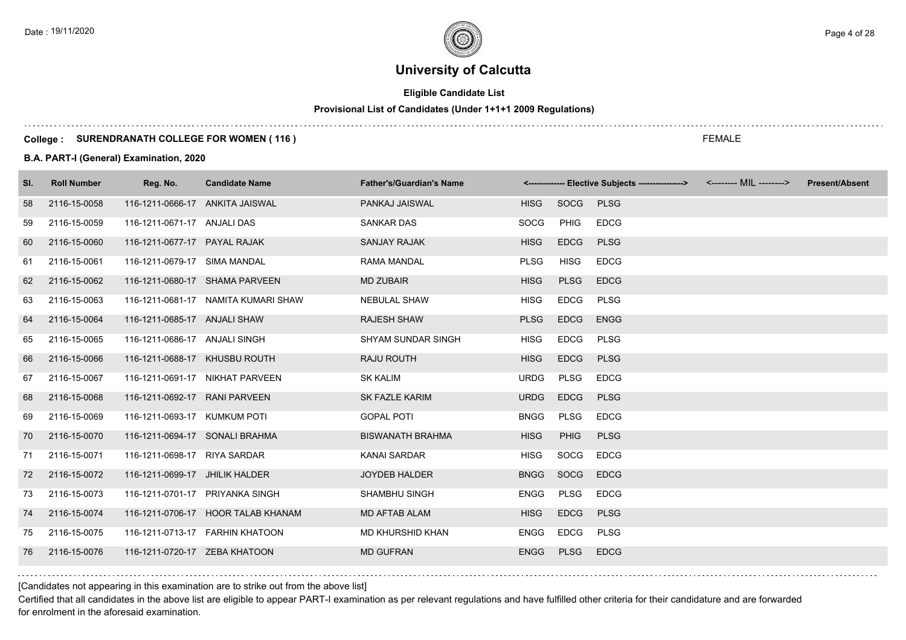# University of Calcutta

**Eligible Candidate List**

**Provisional List of Candidates (Under 1+1+1 2009 Regulations)**

**College : SURENDRANATH COLLEGE FOR WOMEN ( 116 )**

FEMALE

**B.A. PART-I (General) Examination, 2020**

| Sl. | Roll Number | Reg. No. | Candidate Name | Father's/Guardian's Name | <------------- Elective Subjects ----------------> | | | <-------- MIL --------> | Present/Absent |
|---|---|---|---|---|---|---|---|---|---|
| 58 | 2116-15-0058 | 116-1211-0666-17 | ANKITA JAISWAL | PANKAJ JAISWAL | HISG | SOCG | PLSG | | |
| 59 | 2116-15-0059 | 116-1211-0671-17 | ANJALI DAS | SANKAR DAS | SOCG | PHIG | EDCG | | |
| 60 | 2116-15-0060 | 116-1211-0677-17 | PAYAL RAJAK | SANJAY RAJAK | HISG | EDCG | PLSG | | |
| 61 | 2116-15-0061 | 116-1211-0679-17 | SIMA MANDAL | RAMA MANDAL | PLSG | HISG | EDCG | | |
| 62 | 2116-15-0062 | 116-1211-0680-17 | SHAMA PARVEEN | MD ZUBAIR | HISG | PLSG | EDCG | | |
| 63 | 2116-15-0063 | 116-1211-0681-17 | NAMITA KUMARI SHAW | NEBULAL SHAW | HISG | EDCG | PLSG | | |
| 64 | 2116-15-0064 | 116-1211-0685-17 | ANJALI SHAW | RAJESH SHAW | PLSG | EDCG | ENGG | | |
| 65 | 2116-15-0065 | 116-1211-0686-17 | ANJALI SINGH | SHYAM SUNDAR SINGH | HISG | EDCG | PLSG | | |
| 66 | 2116-15-0066 | 116-1211-0688-17 | KHUSBU ROUTH | RAJU ROUTH | HISG | EDCG | PLSG | | |
| 67 | 2116-15-0067 | 116-1211-0691-17 | NIKHAT PARVEEN | SK KALIM | URDG | PLSG | EDCG | | |
| 68 | 2116-15-0068 | 116-1211-0692-17 | RANI PARVEEN | SK FAZLE KARIM | URDG | EDCG | PLSG | | |
| 69 | 2116-15-0069 | 116-1211-0693-17 | KUMKUM POTI | GOPAL POTI | BNGG | PLSG | EDCG | | |
| 70 | 2116-15-0070 | 116-1211-0694-17 | SONALI BRAHMA | BISWANATH BRAHMA | HISG | PHIG | PLSG | | |
| 71 | 2116-15-0071 | 116-1211-0698-17 | RIYA SARDAR | KANAI SARDAR | HISG | SOCG | EDCG | | |
| 72 | 2116-15-0072 | 116-1211-0699-17 | JHILIK HALDER | JOYDEB HALDER | BNGG | SOCG | EDCG | | |
| 73 | 2116-15-0073 | 116-1211-0701-17 | PRIYANKA SINGH | SHAMBHU SINGH | ENGG | PLSG | EDCG | | |
| 74 | 2116-15-0074 | 116-1211-0706-17 | HOOR TALAB KHANAM | MD AFTAB ALAM | HISG | EDCG | PLSG | | |
| 75 | 2116-15-0075 | 116-1211-0713-17 | FARHIN KHATOON | MD KHURSHID KHAN | ENGG | EDCG | PLSG | | |
| 76 | 2116-15-0076 | 116-1211-0720-17 | ZEBA KHATOON | MD GUFRAN | ENGG | PLSG | EDCG | | |

[Candidates not appearing in this examination are to strike out from the above list]

Certified that all candidates in the above list are eligible to appear PART-I examination as per relevant regulations and have fulfilled other criteria for their candidature and are forwarded for enrolment in the aforesaid examination.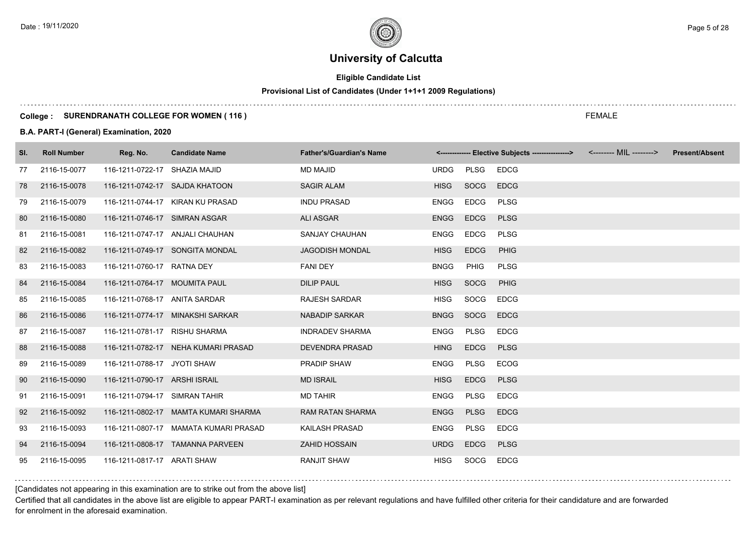# University of Calcutta

**Eligible Candidate List**

**Provisional List of Candidates (Under 1+1+1 2009 Regulations)**

**College : SURENDRANATH COLLEGE FOR WOMEN ( 116 )**

FEMALE

**B.A. PART-I (General) Examination, 2020**

| Sl. | Roll Number | Reg. No. | Candidate Name | Father's/Guardian's Name | <------------- Elective Subjects ----------------> | | | <-------- MIL --------> | Present/Absent |
|---|---|---|---|---|---|---|---|---|---|
| 77 | 2116-15-0077 | 116-1211-0722-17 | SHAZIA MAJID | MD MAJID | URDG | PLSG | EDCG | | |
| 78 | 2116-15-0078 | 116-1211-0742-17 | SAJDA KHATOON | SAGIR ALAM | HISG | SOCG | EDCG | | |
| 79 | 2116-15-0079 | 116-1211-0744-17 | KIRAN KU PRASAD | INDU PRASAD | ENGG | EDCG | PLSG | | |
| 80 | 2116-15-0080 | 116-1211-0746-17 | SIMRAN ASGAR | ALI ASGAR | ENGG | EDCG | PLSG | | |
| 81 | 2116-15-0081 | 116-1211-0747-17 | ANJALI CHAUHAN | SANJAY CHAUHAN | ENGG | EDCG | PLSG | | |
| 82 | 2116-15-0082 | 116-1211-0749-17 | SONGITA MONDAL | JAGODISH MONDAL | HISG | EDCG | PHIG | | |
| 83 | 2116-15-0083 | 116-1211-0760-17 | RATNA DEY | FANI DEY | BNGG | PHIG | PLSG | | |
| 84 | 2116-15-0084 | 116-1211-0764-17 | MOUMITA PAUL | DILIP PAUL | HISG | SOCG | PHIG | | |
| 85 | 2116-15-0085 | 116-1211-0768-17 | ANITA SARDAR | RAJESH SARDAR | HISG | SOCG | EDCG | | |
| 86 | 2116-15-0086 | 116-1211-0774-17 | MINAKSHI SARKAR | NABADIP SARKAR | BNGG | SOCG | EDCG | | |
| 87 | 2116-15-0087 | 116-1211-0781-17 | RISHU SHARMA | INDRADEV SHARMA | ENGG | PLSG | EDCG | | |
| 88 | 2116-15-0088 | 116-1211-0782-17 | NEHA KUMARI PRASAD | DEVENDRA PRASAD | HING | EDCG | PLSG | | |
| 89 | 2116-15-0089 | 116-1211-0788-17 | JYOTI SHAW | PRADIP SHAW | ENGG | PLSG | ECOG | | |
| 90 | 2116-15-0090 | 116-1211-0790-17 | ARSHI ISRAIL | MD ISRAIL | HISG | EDCG | PLSG | | |
| 91 | 2116-15-0091 | 116-1211-0794-17 | SIMRAN TAHIR | MD TAHIR | ENGG | PLSG | EDCG | | |
| 92 | 2116-15-0092 | 116-1211-0802-17 | MAMTA KUMARI SHARMA | RAM RATAN SHARMA | ENGG | PLSG | EDCG | | |
| 93 | 2116-15-0093 | 116-1211-0807-17 | MAMATA KUMARI PRASAD | KAILASH PRASAD | ENGG | PLSG | EDCG | | |
| 94 | 2116-15-0094 | 116-1211-0808-17 | TAMANNA PARVEEN | ZAHID HOSSAIN | URDG | EDCG | PLSG | | |
| 95 | 2116-15-0095 | 116-1211-0817-17 | ARATI SHAW | RANJIT SHAW | HISG | SOCG | EDCG | | |

[Candidates not appearing in this examination are to strike out from the above list]

Certified that all candidates in the above list are eligible to appear PART-I examination as per relevant regulations and have fulfilled other criteria for their candidature and are forwarded for enrolment in the aforesaid examination.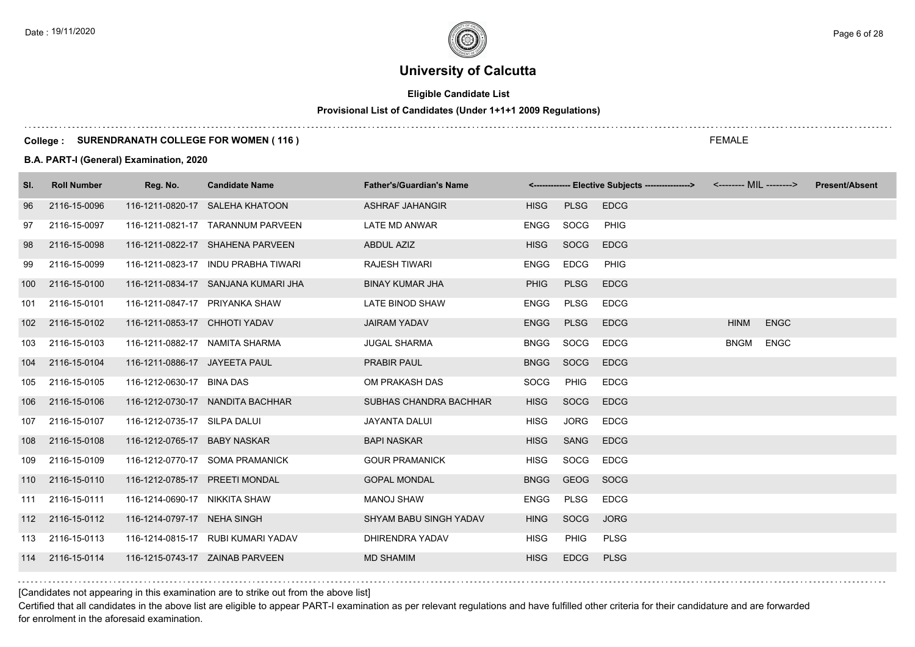# University of Calcutta

**Eligible Candidate List**

**Provisional List of Candidates (Under 1+1+1 2009 Regulations)**

**College : SURENDRANATH COLLEGE FOR WOMEN ( 116 )**

FEMALE

**B.A. PART-I (General) Examination, 2020**

| Sl. | Roll Number | Reg. No. | Candidate Name | Father's/Guardian's Name | <------------- Elective Subjects ----------------> | | | <-------- MIL --------> | | Present/Absent |
|---|---|---|---|---|---|---|---|---|---|---|
| 96 | 2116-15-0096 | 116-1211-0820-17 | SALEHA KHATOON | ASHRAF JAHANGIR | HISG | PLSG | EDCG | | | |
| 97 | 2116-15-0097 | 116-1211-0821-17 | TARANNUM PARVEEN | LATE MD ANWAR | ENGG | SOCG | PHIG | | | |
| 98 | 2116-15-0098 | 116-1211-0822-17 | SHAHENA PARVEEN | ABDUL AZIZ | HISG | SOCG | EDCG | | | |
| 99 | 2116-15-0099 | 116-1211-0823-17 | INDU PRABHA TIWARI | RAJESH TIWARI | ENGG | EDCG | PHIG | | | |
| 100 | 2116-15-0100 | 116-1211-0834-17 | SANJANA KUMARI JHA | BINAY KUMAR JHA | PHIG | PLSG | EDCG | | | |
| 101 | 2116-15-0101 | 116-1211-0847-17 | PRIYANKA SHAW | LATE BINOD SHAW | ENGG | PLSG | EDCG | | | |
| 102 | 2116-15-0102 | 116-1211-0853-17 | CHHOTI YADAV | JAIRAM YADAV | ENGG | PLSG | EDCG | HINM | ENGC | |
| 103 | 2116-15-0103 | 116-1211-0882-17 | NAMITA SHARMA | JUGAL SHARMA | BNGG | SOCG | EDCG | BNGM | ENGC | |
| 104 | 2116-15-0104 | 116-1211-0886-17 | JAYEETA PAUL | PRABIR PAUL | BNGG | SOCG | EDCG | | | |
| 105 | 2116-15-0105 | 116-1212-0630-17 | BINA DAS | OM PRAKASH DAS | SOCG | PHIG | EDCG | | | |
| 106 | 2116-15-0106 | 116-1212-0730-17 | NANDITA BACHHAR | SUBHAS CHANDRA BACHHAR | HISG | SOCG | EDCG | | | |
| 107 | 2116-15-0107 | 116-1212-0735-17 | SILPA DALUI | JAYANTA DALUI | HISG | JORG | EDCG | | | |
| 108 | 2116-15-0108 | 116-1212-0765-17 | BABY NASKAR | BAPI NASKAR | HISG | SANG | EDCG | | | |
| 109 | 2116-15-0109 | 116-1212-0770-17 | SOMA PRAMANICK | GOUR PRAMANICK | HISG | SOCG | EDCG | | | |
| 110 | 2116-15-0110 | 116-1212-0785-17 | PREETI MONDAL | GOPAL MONDAL | BNGG | GEOG | SOCG | | | |
| 111 | 2116-15-0111 | 116-1214-0690-17 | NIKKITA SHAW | MANOJ SHAW | ENGG | PLSG | EDCG | | | |
| 112 | 2116-15-0112 | 116-1214-0797-17 | NEHA SINGH | SHYAM BABU SINGH YADAV | HING | SOCG | JORG | | | |
| 113 | 2116-15-0113 | 116-1214-0815-17 | RUBI KUMARI YADAV | DHIRENDRA YADAV | HISG | PHIG | PLSG | | | |
| 114 | 2116-15-0114 | 116-1215-0743-17 | ZAINAB PARVEEN | MD SHAMIM | HISG | EDCG | PLSG | | | |

[Candidates not appearing in this examination are to strike out from the above list]

Certified that all candidates in the above list are eligible to appear PART-I examination as per relevant regulations and have fulfilled other criteria for their candidature and are forwarded for enrolment in the aforesaid examination.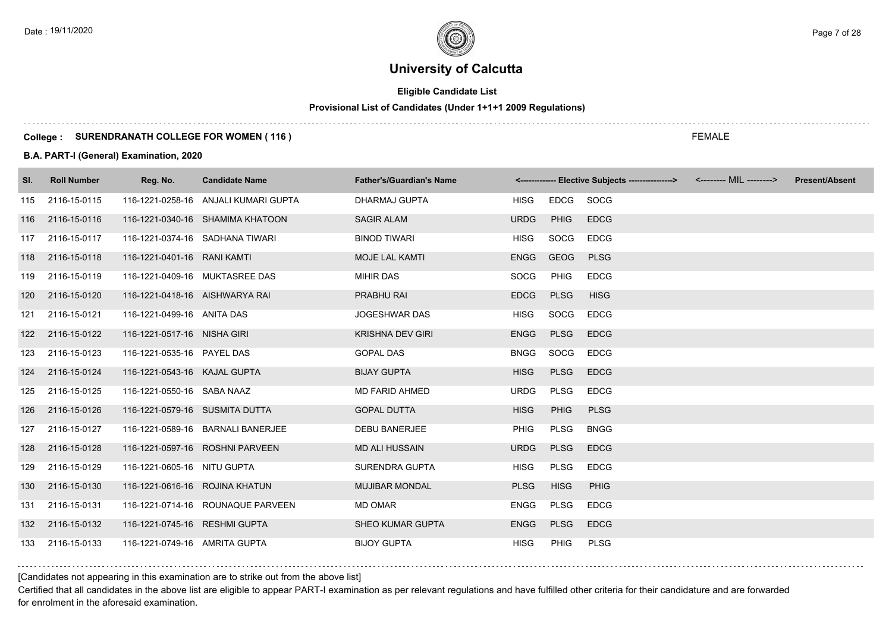# University of Calcutta

**Eligible Candidate List**

**Provisional List of Candidates (Under 1+1+1 2009 Regulations)**

**College : SURENDRANATH COLLEGE FOR WOMEN ( 116 )**

FEMALE

**B.A. PART-I (General) Examination, 2020**

| Sl. | Roll Number | Reg. No. | Candidate Name | Father's/Guardian's Name | <------------- Elective Subjects ----------------> | | | <-------- MIL --------> | Present/Absent |
|---|---|---|---|---|---|---|---|---|---|
| 115 | 2116-15-0115 | 116-1221-0258-16 | ANJALI KUMARI GUPTA | DHARMAJ GUPTA | HISG | EDCG | SOCG | | |
| 116 | 2116-15-0116 | 116-1221-0340-16 | SHAMIMA KHATOON | SAGIR ALAM | URDG | PHIG | EDCG | | |
| 117 | 2116-15-0117 | 116-1221-0374-16 | SADHANA TIWARI | BINOD TIWARI | HISG | SOCG | EDCG | | |
| 118 | 2116-15-0118 | 116-1221-0401-16 | RANI KAMTI | MOJE LAL KAMTI | ENGG | GEOG | PLSG | | |
| 119 | 2116-15-0119 | 116-1221-0409-16 | MUKTASREE DAS | MIHIR DAS | SOCG | PHIG | EDCG | | |
| 120 | 2116-15-0120 | 116-1221-0418-16 | AISHWARYA RAI | PRABHU RAI | EDCG | PLSG | HISG | | |
| 121 | 2116-15-0121 | 116-1221-0499-16 | ANITA DAS | JOGESHWAR DAS | HISG | SOCG | EDCG | | |
| 122 | 2116-15-0122 | 116-1221-0517-16 | NISHA GIRI | KRISHNA DEV GIRI | ENGG | PLSG | EDCG | | |
| 123 | 2116-15-0123 | 116-1221-0535-16 | PAYEL DAS | GOPAL DAS | BNGG | SOCG | EDCG | | |
| 124 | 2116-15-0124 | 116-1221-0543-16 | KAJAL GUPTA | BIJAY GUPTA | HISG | PLSG | EDCG | | |
| 125 | 2116-15-0125 | 116-1221-0550-16 | SABA NAAZ | MD FARID AHMED | URDG | PLSG | EDCG | | |
| 126 | 2116-15-0126 | 116-1221-0579-16 | SUSMITA DUTTA | GOPAL DUTTA | HISG | PHIG | PLSG | | |
| 127 | 2116-15-0127 | 116-1221-0589-16 | BARNALI BANERJEE | DEBU BANERJEE | PHIG | PLSG | BNGG | | |
| 128 | 2116-15-0128 | 116-1221-0597-16 | ROSHNI PARVEEN | MD ALI HUSSAIN | URDG | PLSG | EDCG | | |
| 129 | 2116-15-0129 | 116-1221-0605-16 | NITU GUPTA | SURENDRA GUPTA | HISG | PLSG | EDCG | | |
| 130 | 2116-15-0130 | 116-1221-0616-16 | ROJINA KHATUN | MUJIBAR MONDAL | PLSG | HISG | PHIG | | |
| 131 | 2116-15-0131 | 116-1221-0714-16 | ROUNAQUE PARVEEN | MD OMAR | ENGG | PLSG | EDCG | | |
| 132 | 2116-15-0132 | 116-1221-0745-16 | RESHMI GUPTA | SHEO KUMAR GUPTA | ENGG | PLSG | EDCG | | |
| 133 | 2116-15-0133 | 116-1221-0749-16 | AMRITA GUPTA | BIJOY GUPTA | HISG | PHIG | PLSG | | |

[Candidates not appearing in this examination are to strike out from the above list]

Certified that all candidates in the above list are eligible to appear PART-I examination as per relevant regulations and have fulfilled other criteria for their candidature and are forwarded for enrolment in the aforesaid examination.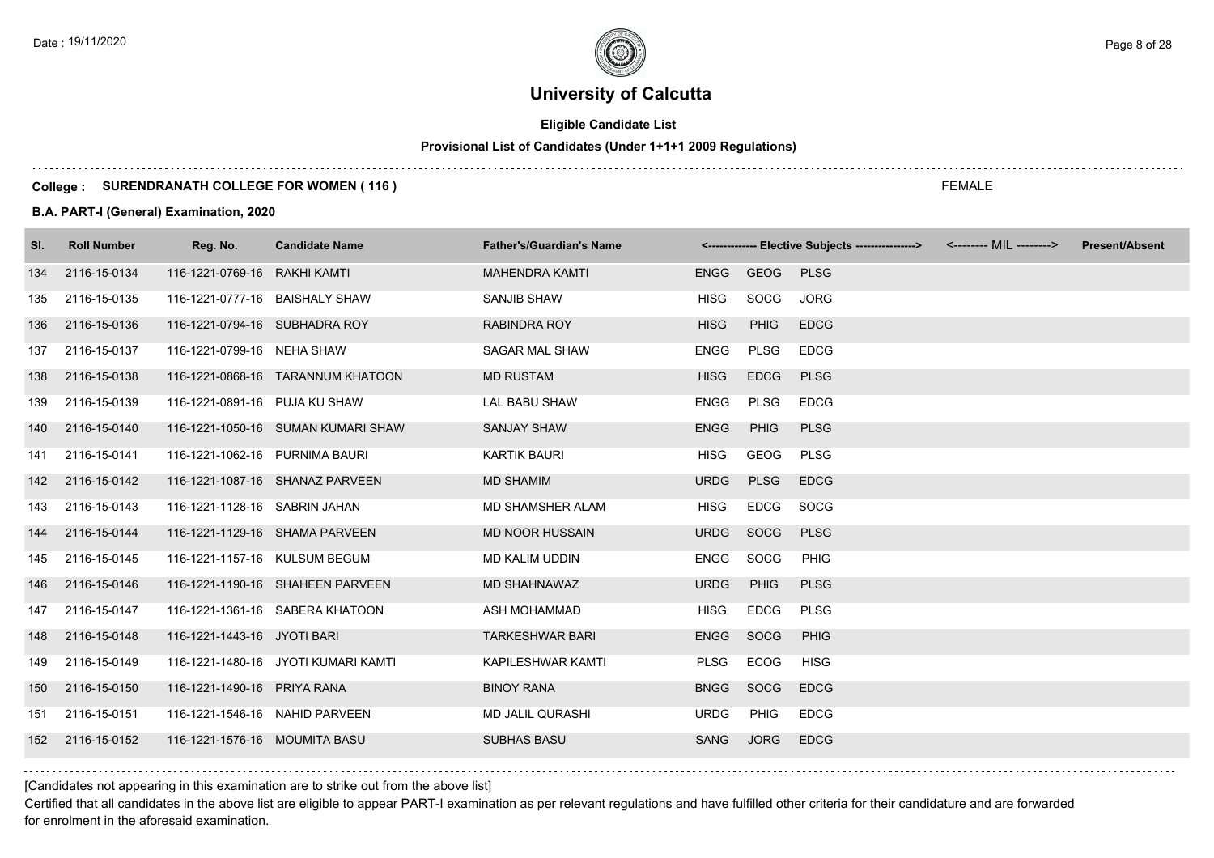# University of Calcutta

**Eligible Candidate List**

**Provisional List of Candidates (Under 1+1+1 2009 Regulations)**

**College : SURENDRANATH COLLEGE FOR WOMEN ( 116 )**

FEMALE

**B.A. PART-I (General) Examination, 2020**

| Sl. | Roll Number | Reg. No. | Candidate Name | Father's/Guardian's Name | <------------- Elective Subjects ----------------> | | | <-------- MIL --------> | Present/Absent |
|---|---|---|---|---|---|---|---|---|---|
| 134 | 2116-15-0134 | 116-1221-0769-16 | RAKHI KAMTI | MAHENDRA KAMTI | ENGG | GEOG | PLSG | | |
| 135 | 2116-15-0135 | 116-1221-0777-16 | BAISHALY SHAW | SANJIB SHAW | HISG | SOCG | JORG | | |
| 136 | 2116-15-0136 | 116-1221-0794-16 | SUBHADRA ROY | RABINDRA ROY | HISG | PHIG | EDCG | | |
| 137 | 2116-15-0137 | 116-1221-0799-16 | NEHA SHAW | SAGAR MAL SHAW | ENGG | PLSG | EDCG | | |
| 138 | 2116-15-0138 | 116-1221-0868-16 | TARANNUM KHATOON | MD RUSTAM | HISG | EDCG | PLSG | | |
| 139 | 2116-15-0139 | 116-1221-0891-16 | PUJA KU SHAW | LAL BABU SHAW | ENGG | PLSG | EDCG | | |
| 140 | 2116-15-0140 | 116-1221-1050-16 | SUMAN KUMARI SHAW | SANJAY SHAW | ENGG | PHIG | PLSG | | |
| 141 | 2116-15-0141 | 116-1221-1062-16 | PURNIMA BAURI | KARTIK BAURI | HISG | GEOG | PLSG | | |
| 142 | 2116-15-0142 | 116-1221-1087-16 | SHANAZ PARVEEN | MD SHAMIM | URDG | PLSG | EDCG | | |
| 143 | 2116-15-0143 | 116-1221-1128-16 | SABRIN JAHAN | MD SHAMSHER ALAM | HISG | EDCG | SOCG | | |
| 144 | 2116-15-0144 | 116-1221-1129-16 | SHAMA PARVEEN | MD NOOR HUSSAIN | URDG | SOCG | PLSG | | |
| 145 | 2116-15-0145 | 116-1221-1157-16 | KULSUM BEGUM | MD KALIM UDDIN | ENGG | SOCG | PHIG | | |
| 146 | 2116-15-0146 | 116-1221-1190-16 | SHAHEEN PARVEEN | MD SHAHNAWAZ | URDG | PHIG | PLSG | | |
| 147 | 2116-15-0147 | 116-1221-1361-16 | SABERA KHATOON | ASH MOHAMMAD | HISG | EDCG | PLSG | | |
| 148 | 2116-15-0148 | 116-1221-1443-16 | JYOTI BARI | TARKESHWAR BARI | ENGG | SOCG | PHIG | | |
| 149 | 2116-15-0149 | 116-1221-1480-16 | JYOTI KUMARI KAMTI | KAPILESHWAR KAMTI | PLSG | ECOG | HISG | | |
| 150 | 2116-15-0150 | 116-1221-1490-16 | PRIYA RANA | BINOY RANA | BNGG | SOCG | EDCG | | |
| 151 | 2116-15-0151 | 116-1221-1546-16 | NAHID PARVEEN | MD JALIL QURASHI | URDG | PHIG | EDCG | | |
| 152 | 2116-15-0152 | 116-1221-1576-16 | MOUMITA BASU | SUBHAS BASU | SANG | JORG | EDCG | | |

[Candidates not appearing in this examination are to strike out from the above list]

Certified that all candidates in the above list are eligible to appear PART-I examination as per relevant regulations and have fulfilled other criteria for their candidature and are forwarded for enrolment in the aforesaid examination.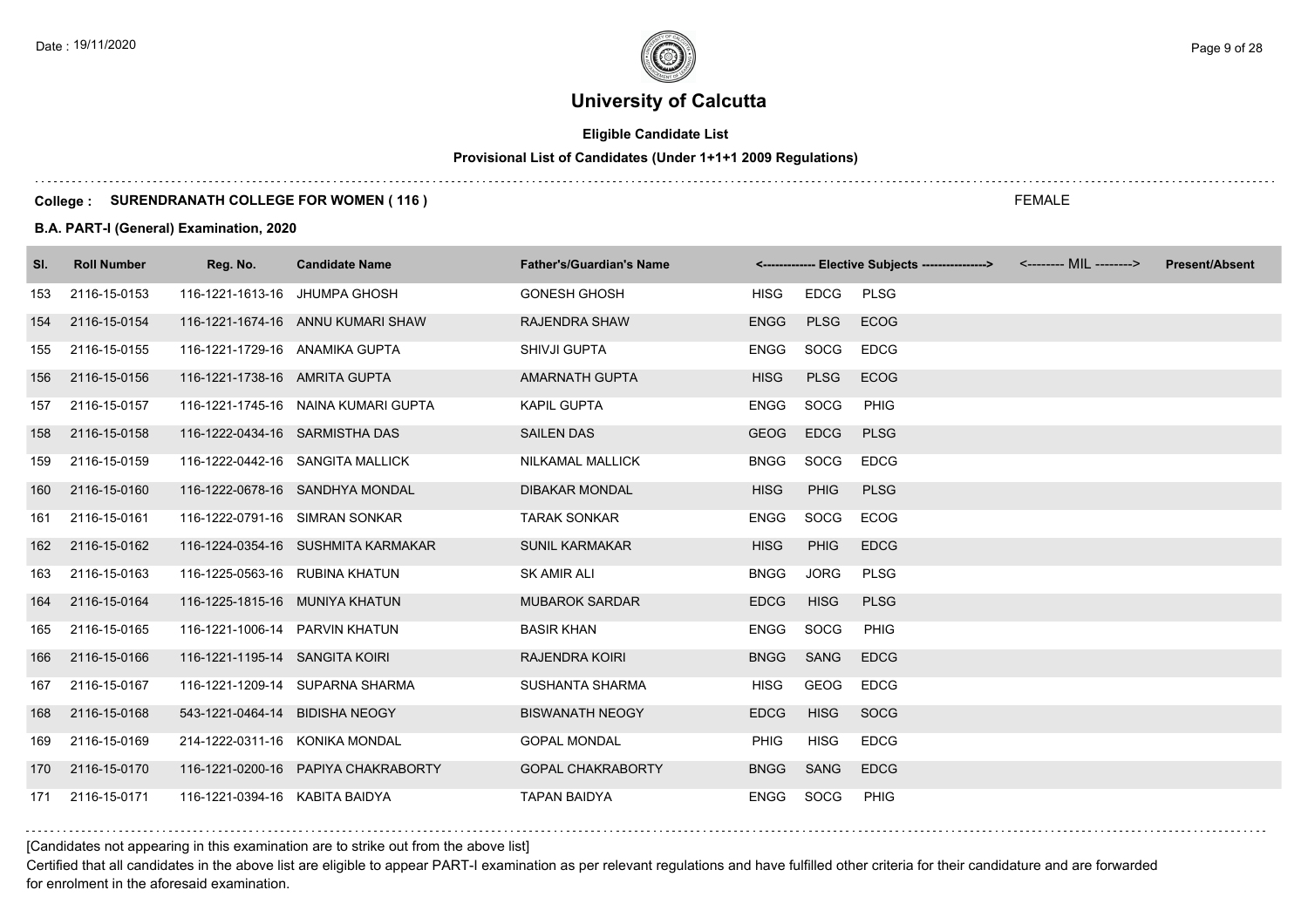# University of Calcutta

**Eligible Candidate List**

**Provisional List of Candidates (Under 1+1+1 2009 Regulations)**

**College : SURENDRANATH COLLEGE FOR WOMEN ( 116 )**

FEMALE

**B.A. PART-I (General) Examination, 2020**

| Sl. | Roll Number | Reg. No. | Candidate Name | Father's/Guardian's Name | <------------- Elective Subjects ----------------> | | | <-------- MIL --------> | Present/Absent |
|---|---|---|---|---|---|---|---|---|---|
| 153 | 2116-15-0153 | 116-1221-1613-16 | JHUMPA GHOSH | GONESH GHOSH | HISG | EDCG | PLSG | | |
| 154 | 2116-15-0154 | 116-1221-1674-16 | ANNU KUMARI SHAW | RAJENDRA SHAW | ENGG | PLSG | ECOG | | |
| 155 | 2116-15-0155 | 116-1221-1729-16 | ANAMIKA GUPTA | SHIVJI GUPTA | ENGG | SOCG | EDCG | | |
| 156 | 2116-15-0156 | 116-1221-1738-16 | AMRITA GUPTA | AMARNATH GUPTA | HISG | PLSG | ECOG | | |
| 157 | 2116-15-0157 | 116-1221-1745-16 | NAINA KUMARI GUPTA | KAPIL GUPTA | ENGG | SOCG | PHIG | | |
| 158 | 2116-15-0158 | 116-1222-0434-16 | SARMISTHA DAS | SAILEN DAS | GEOG | EDCG | PLSG | | |
| 159 | 2116-15-0159 | 116-1222-0442-16 | SANGITA MALLICK | NILKAMAL MALLICK | BNGG | SOCG | EDCG | | |
| 160 | 2116-15-0160 | 116-1222-0678-16 | SANDHYA MONDAL | DIBAKAR MONDAL | HISG | PHIG | PLSG | | |
| 161 | 2116-15-0161 | 116-1222-0791-16 | SIMRAN SONKAR | TARAK SONKAR | ENGG | SOCG | ECOG | | |
| 162 | 2116-15-0162 | 116-1224-0354-16 | SUSHMITA KARMAKAR | SUNIL KARMAKAR | HISG | PHIG | EDCG | | |
| 163 | 2116-15-0163 | 116-1225-0563-16 | RUBINA KHATUN | SK AMIR ALI | BNGG | JORG | PLSG | | |
| 164 | 2116-15-0164 | 116-1225-1815-16 | MUNIYA KHATUN | MUBAROK SARDAR | EDCG | HISG | PLSG | | |
| 165 | 2116-15-0165 | 116-1221-1006-14 | PARVIN KHATUN | BASIR KHAN | ENGG | SOCG | PHIG | | |
| 166 | 2116-15-0166 | 116-1221-1195-14 | SANGITA KOIRI | RAJENDRA KOIRI | BNGG | SANG | EDCG | | |
| 167 | 2116-15-0167 | 116-1221-1209-14 | SUPARNA SHARMA | SUSHANTA SHARMA | HISG | GEOG | EDCG | | |
| 168 | 2116-15-0168 | 543-1221-0464-14 | BIDISHA NEOGY | BISWANATH NEOGY | EDCG | HISG | SOCG | | |
| 169 | 2116-15-0169 | 214-1222-0311-16 | KONIKA MONDAL | GOPAL MONDAL | PHIG | HISG | EDCG | | |
| 170 | 2116-15-0170 | 116-1221-0200-16 | PAPIYA CHAKRABORTY | GOPAL CHAKRABORTY | BNGG | SANG | EDCG | | |
| 171 | 2116-15-0171 | 116-1221-0394-16 | KABITA BAIDYA | TAPAN BAIDYA | ENGG | SOCG | PHIG | | |

[Candidates not appearing in this examination are to strike out from the above list]

Certified that all candidates in the above list are eligible to appear PART-I examination as per relevant regulations and have fulfilled other criteria for their candidature and are forwarded for enrolment in the aforesaid examination.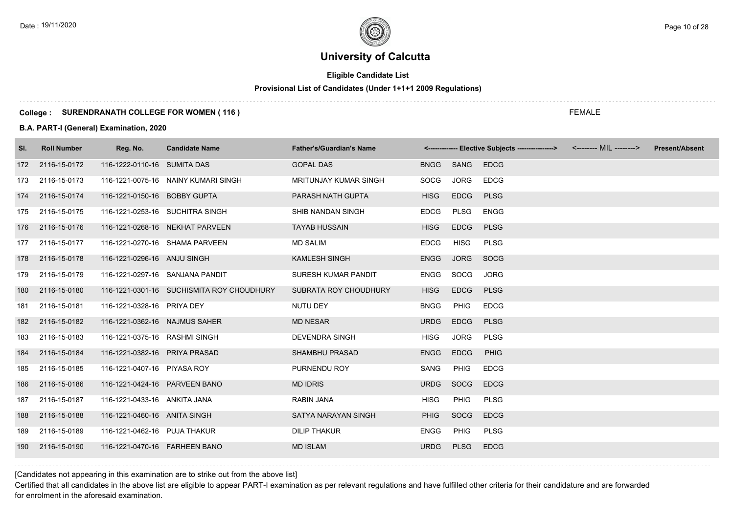# University of Calcutta

**Eligible Candidate List**

**Provisional List of Candidates (Under 1+1+1 2009 Regulations)**

**College : SURENDRANATH COLLEGE FOR WOMEN ( 116 )**

FEMALE

**B.A. PART-I (General) Examination, 2020**

| Sl. | Roll Number | Reg. No. | Candidate Name | Father's/Guardian's Name | <------------- Elective Subjects ----------------> | | | <-------- MIL --------> | Present/Absent |
|---|---|---|---|---|---|---|---|---|---|
| 172 | 2116-15-0172 | 116-1222-0110-16 | SUMITA DAS | GOPAL DAS | BNGG | SANG | EDCG | | |
| 173 | 2116-15-0173 | 116-1221-0075-16 | NAINY KUMARI SINGH | MRITUNJAY KUMAR SINGH | SOCG | JORG | EDCG | | |
| 174 | 2116-15-0174 | 116-1221-0150-16 | BOBBY GUPTA | PARASH NATH GUPTA | HISG | EDCG | PLSG | | |
| 175 | 2116-15-0175 | 116-1221-0253-16 | SUCHITRA SINGH | SHIB NANDAN SINGH | EDCG | PLSG | ENGG | | |
| 176 | 2116-15-0176 | 116-1221-0268-16 | NEKHAT PARVEEN | TAYAB HUSSAIN | HISG | EDCG | PLSG | | |
| 177 | 2116-15-0177 | 116-1221-0270-16 | SHAMA PARVEEN | MD SALIM | EDCG | HISG | PLSG | | |
| 178 | 2116-15-0178 | 116-1221-0296-16 | ANJU SINGH | KAMLESH SINGH | ENGG | JORG | SOCG | | |
| 179 | 2116-15-0179 | 116-1221-0297-16 | SANJANA PANDIT | SURESH KUMAR PANDIT | ENGG | SOCG | JORG | | |
| 180 | 2116-15-0180 | 116-1221-0301-16 | SUCHISMITA ROY CHOUDHURY | SUBRATA ROY CHOUDHURY | HISG | EDCG | PLSG | | |
| 181 | 2116-15-0181 | 116-1221-0328-16 | PRIYA DEY | NUTU DEY | BNGG | PHIG | EDCG | | |
| 182 | 2116-15-0182 | 116-1221-0362-16 | NAJMUS SAHER | MD NESAR | URDG | EDCG | PLSG | | |
| 183 | 2116-15-0183 | 116-1221-0375-16 | RASHMI SINGH | DEVENDRA SINGH | HISG | JORG | PLSG | | |
| 184 | 2116-15-0184 | 116-1221-0382-16 | PRIYA PRASAD | SHAMBHU PRASAD | ENGG | EDCG | PHIG | | |
| 185 | 2116-15-0185 | 116-1221-0407-16 | PIYASA ROY | PURNENDU ROY | SANG | PHIG | EDCG | | |
| 186 | 2116-15-0186 | 116-1221-0424-16 | PARVEEN BANO | MD IDRIS | URDG | SOCG | EDCG | | |
| 187 | 2116-15-0187 | 116-1221-0433-16 | ANKITA JANA | RABIN JANA | HISG | PHIG | PLSG | | |
| 188 | 2116-15-0188 | 116-1221-0460-16 | ANITA SINGH | SATYA NARAYAN SINGH | PHIG | SOCG | EDCG | | |
| 189 | 2116-15-0189 | 116-1221-0462-16 | PUJA THAKUR | DILIP THAKUR | ENGG | PHIG | PLSG | | |
| 190 | 2116-15-0190 | 116-1221-0470-16 | FARHEEN BANO | MD ISLAM | URDG | PLSG | EDCG | | |

[Candidates not appearing in this examination are to strike out from the above list]

Certified that all candidates in the above list are eligible to appear PART-I examination as per relevant regulations and have fulfilled other criteria for their candidature and are forwarded for enrolment in the aforesaid examination.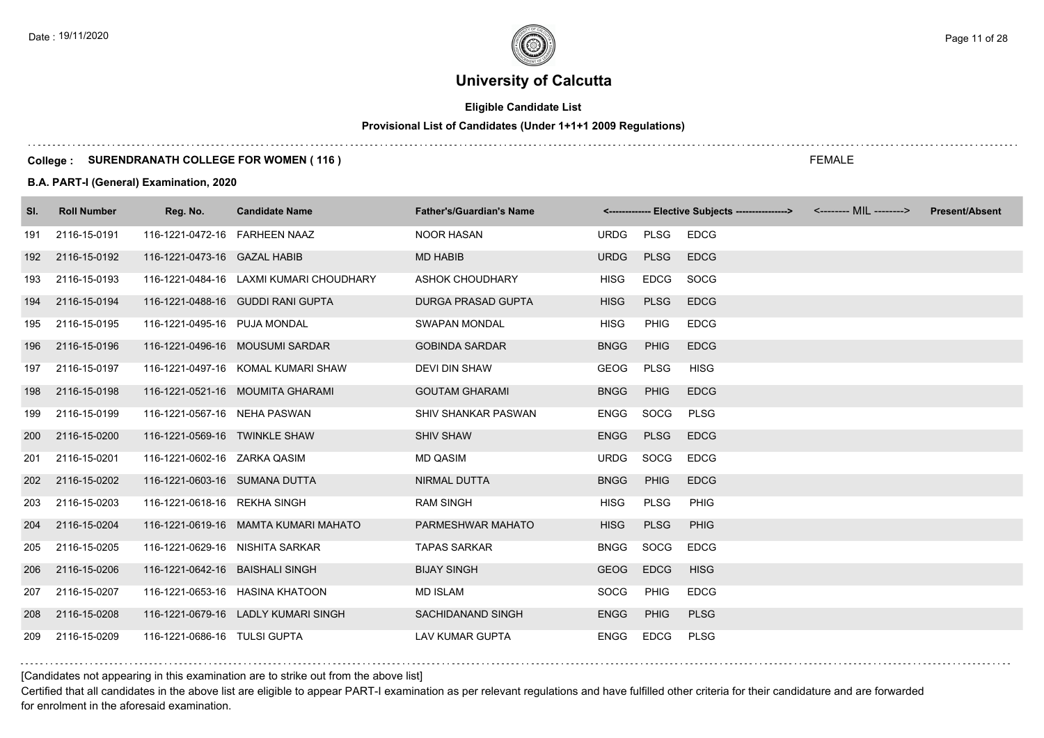# University of Calcutta

**Eligible Candidate List**

**Provisional List of Candidates (Under 1+1+1 2009 Regulations)**

**College : SURENDRANATH COLLEGE FOR WOMEN ( 116 )**

FEMALE

**B.A. PART-I (General) Examination, 2020**

| Sl. | Roll Number | Reg. No. | Candidate Name | Father's/Guardian's Name | <------------- Elective Subjects ----------------> | | | <-------- MIL --------> | Present/Absent |
|---|---|---|---|---|---|---|---|---|---|
| 191 | 2116-15-0191 | 116-1221-0472-16 | FARHEEN NAAZ | NOOR HASAN | URDG | PLSG | EDCG | | |
| 192 | 2116-15-0192 | 116-1221-0473-16 | GAZAL HABIB | MD HABIB | URDG | PLSG | EDCG | | |
| 193 | 2116-15-0193 | 116-1221-0484-16 | LAXMI KUMARI CHOUDHARY | ASHOK CHOUDHARY | HISG | EDCG | SOCG | | |
| 194 | 2116-15-0194 | 116-1221-0488-16 | GUDDI RANI GUPTA | DURGA PRASAD GUPTA | HISG | PLSG | EDCG | | |
| 195 | 2116-15-0195 | 116-1221-0495-16 | PUJA MONDAL | SWAPAN MONDAL | HISG | PHIG | EDCG | | |
| 196 | 2116-15-0196 | 116-1221-0496-16 | MOUSUMI SARDAR | GOBINDA SARDAR | BNGG | PHIG | EDCG | | |
| 197 | 2116-15-0197 | 116-1221-0497-16 | KOMAL KUMARI SHAW | DEVI DIN SHAW | GEOG | PLSG | HISG | | |
| 198 | 2116-15-0198 | 116-1221-0521-16 | MOUMITA GHARAMI | GOUTAM GHARAMI | BNGG | PHIG | EDCG | | |
| 199 | 2116-15-0199 | 116-1221-0567-16 | NEHA PASWAN | SHIV SHANKAR PASWAN | ENGG | SOCG | PLSG | | |
| 200 | 2116-15-0200 | 116-1221-0569-16 | TWINKLE SHAW | SHIV SHAW | ENGG | PLSG | EDCG | | |
| 201 | 2116-15-0201 | 116-1221-0602-16 | ZARKA QASIM | MD QASIM | URDG | SOCG | EDCG | | |
| 202 | 2116-15-0202 | 116-1221-0603-16 | SUMANA DUTTA | NIRMAL DUTTA | BNGG | PHIG | EDCG | | |
| 203 | 2116-15-0203 | 116-1221-0618-16 | REKHA SINGH | RAM SINGH | HISG | PLSG | PHIG | | |
| 204 | 2116-15-0204 | 116-1221-0619-16 | MAMTA KUMARI MAHATO | PARMESHWAR MAHATO | HISG | PLSG | PHIG | | |
| 205 | 2116-15-0205 | 116-1221-0629-16 | NISHITA SARKAR | TAPAS SARKAR | BNGG | SOCG | EDCG | | |
| 206 | 2116-15-0206 | 116-1221-0642-16 | BAISHALI SINGH | BIJAY SINGH | GEOG | EDCG | HISG | | |
| 207 | 2116-15-0207 | 116-1221-0653-16 | HASINA KHATOON | MD ISLAM | SOCG | PHIG | EDCG | | |
| 208 | 2116-15-0208 | 116-1221-0679-16 | LADLY KUMARI SINGH | SACHIDANAND SINGH | ENGG | PHIG | PLSG | | |
| 209 | 2116-15-0209 | 116-1221-0686-16 | TULSI GUPTA | LAV KUMAR GUPTA | ENGG | EDCG | PLSG | | |

[Candidates not appearing in this examination are to strike out from the above list]

Certified that all candidates in the above list are eligible to appear PART-I examination as per relevant regulations and have fulfilled other criteria for their candidature and are forwarded for enrolment in the aforesaid examination.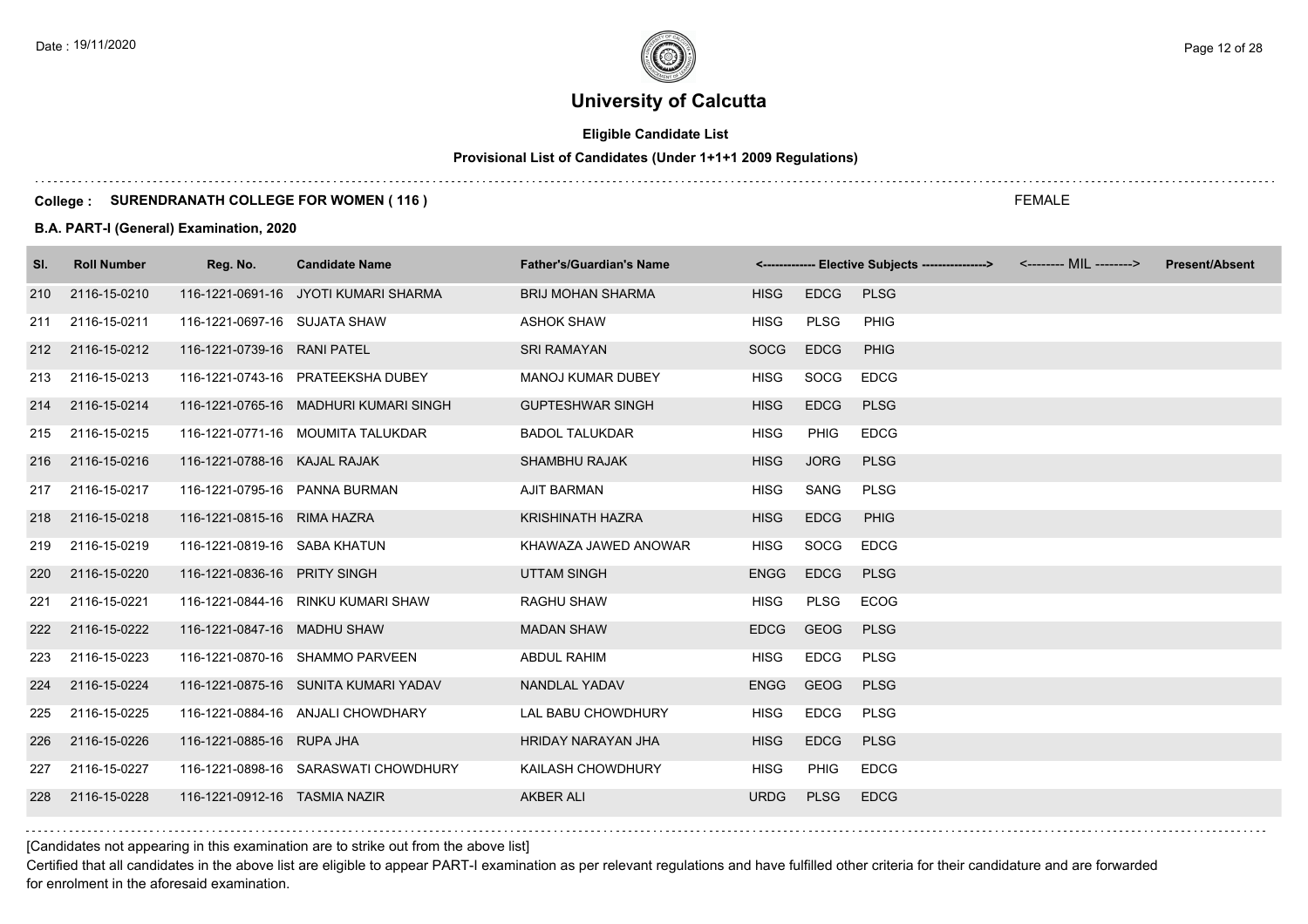# University of Calcutta

**Eligible Candidate List**

**Provisional List of Candidates (Under 1+1+1 2009 Regulations)**

**College : SURENDRANATH COLLEGE FOR WOMEN ( 116 )**

FEMALE

**B.A. PART-I (General) Examination, 2020**

| Sl. | Roll Number | Reg. No. | Candidate Name | Father's/Guardian's Name | <------------- Elective Subjects ----------------> | | | <-------- MIL --------> | Present/Absent |
|---|---|---|---|---|---|---|---|---|---|
| 210 | 2116-15-0210 | 116-1221-0691-16 | JYOTI KUMARI SHARMA | BRIJ MOHAN SHARMA | HISG | EDCG | PLSG | | |
| 211 | 2116-15-0211 | 116-1221-0697-16 | SUJATA SHAW | ASHOK SHAW | HISG | PLSG | PHIG | | |
| 212 | 2116-15-0212 | 116-1221-0739-16 | RANI PATEL | SRI RAMAYAN | SOCG | EDCG | PHIG | | |
| 213 | 2116-15-0213 | 116-1221-0743-16 | PRATEEKSHA DUBEY | MANOJ KUMAR DUBEY | HISG | SOCG | EDCG | | |
| 214 | 2116-15-0214 | 116-1221-0765-16 | MADHURI KUMARI SINGH | GUPTESHWAR SINGH | HISG | EDCG | PLSG | | |
| 215 | 2116-15-0215 | 116-1221-0771-16 | MOUMITA TALUKDAR | BADOL TALUKDAR | HISG | PHIG | EDCG | | |
| 216 | 2116-15-0216 | 116-1221-0788-16 | KAJAL RAJAK | SHAMBHU RAJAK | HISG | JORG | PLSG | | |
| 217 | 2116-15-0217 | 116-1221-0795-16 | PANNA BURMAN | AJIT BARMAN | HISG | SANG | PLSG | | |
| 218 | 2116-15-0218 | 116-1221-0815-16 | RIMA HAZRA | KRISHINATH HAZRA | HISG | EDCG | PHIG | | |
| 219 | 2116-15-0219 | 116-1221-0819-16 | SABA KHATUN | KHAWAZA JAWED ANOWAR | HISG | SOCG | EDCG | | |
| 220 | 2116-15-0220 | 116-1221-0836-16 | PRITY SINGH | UTTAM SINGH | ENGG | EDCG | PLSG | | |
| 221 | 2116-15-0221 | 116-1221-0844-16 | RINKU KUMARI SHAW | RAGHU SHAW | HISG | PLSG | ECOG | | |
| 222 | 2116-15-0222 | 116-1221-0847-16 | MADHU SHAW | MADAN SHAW | EDCG | GEOG | PLSG | | |
| 223 | 2116-15-0223 | 116-1221-0870-16 | SHAMMO PARVEEN | ABDUL RAHIM | HISG | EDCG | PLSG | | |
| 224 | 2116-15-0224 | 116-1221-0875-16 | SUNITA KUMARI YADAV | NANDLAL YADAV | ENGG | GEOG | PLSG | | |
| 225 | 2116-15-0225 | 116-1221-0884-16 | ANJALI CHOWDHARY | LAL BABU CHOWDHURY | HISG | EDCG | PLSG | | |
| 226 | 2116-15-0226 | 116-1221-0885-16 | RUPA JHA | HRIDAY NARAYAN JHA | HISG | EDCG | PLSG | | |
| 227 | 2116-15-0227 | 116-1221-0898-16 | SARASWATI CHOWDHURY | KAILASH CHOWDHURY | HISG | PHIG | EDCG | | |
| 228 | 2116-15-0228 | 116-1221-0912-16 | TASMIA NAZIR | AKBER ALI | URDG | PLSG | EDCG | | |

[Candidates not appearing in this examination are to strike out from the above list]

Certified that all candidates in the above list are eligible to appear PART-I examination as per relevant regulations and have fulfilled other criteria for their candidature and are forwarded for enrolment in the aforesaid examination.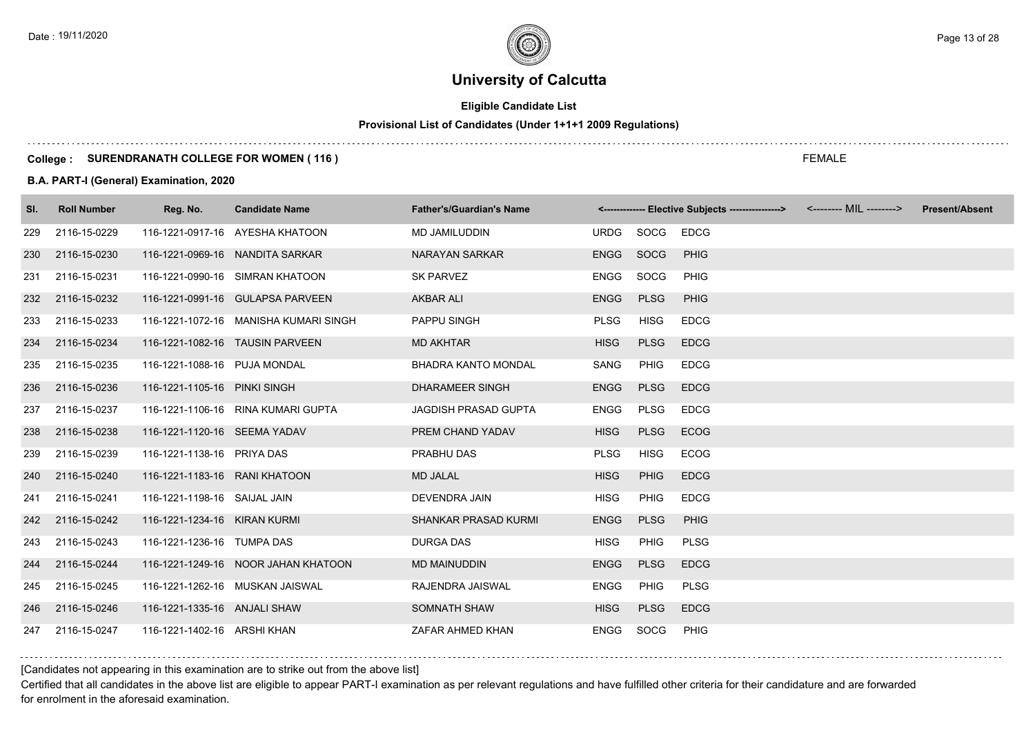# University of Calcutta

**Eligible Candidate List**

**Provisional List of Candidates (Under 1+1+1 2009 Regulations)**

**College : SURENDRANATH COLLEGE FOR WOMEN ( 116 )**

FEMALE

**B.A. PART-I (General) Examination, 2020**

| Sl. | Roll Number | Reg. No. | Candidate Name | Father's/Guardian's Name | <------------- Elective Subjects ----------------> | | | <-------- MIL --------> | Present/Absent |
|---|---|---|---|---|---|---|---|---|---|
| 229 | 2116-15-0229 | 116-1221-0917-16 | AYESHA KHATOON | MD JAMILUDDIN | URDG | SOCG | EDCG | | |
| 230 | 2116-15-0230 | 116-1221-0969-16 | NANDITA SARKAR | NARAYAN SARKAR | ENGG | SOCG | PHIG | | |
| 231 | 2116-15-0231 | 116-1221-0990-16 | SIMRAN KHATOON | SK PARVEZ | ENGG | SOCG | PHIG | | |
| 232 | 2116-15-0232 | 116-1221-0991-16 | GULAPSA PARVEEN | AKBAR ALI | ENGG | PLSG | PHIG | | |
| 233 | 2116-15-0233 | 116-1221-1072-16 | MANISHA KUMARI SINGH | PAPPU SINGH | PLSG | HISG | EDCG | | |
| 234 | 2116-15-0234 | 116-1221-1082-16 | TAUSIN PARVEEN | MD AKHTAR | HISG | PLSG | EDCG | | |
| 235 | 2116-15-0235 | 116-1221-1088-16 | PUJA MONDAL | BHADRA KANTO MONDAL | SANG | PHIG | EDCG | | |
| 236 | 2116-15-0236 | 116-1221-1105-16 | PINKI SINGH | DHARAMEER SINGH | ENGG | PLSG | EDCG | | |
| 237 | 2116-15-0237 | 116-1221-1106-16 | RINA KUMARI GUPTA | JAGDISH PRASAD GUPTA | ENGG | PLSG | EDCG | | |
| 238 | 2116-15-0238 | 116-1221-1120-16 | SEEMA YADAV | PREM CHAND YADAV | HISG | PLSG | ECOG | | |
| 239 | 2116-15-0239 | 116-1221-1138-16 | PRIYA DAS | PRABHU DAS | PLSG | HISG | ECOG | | |
| 240 | 2116-15-0240 | 116-1221-1183-16 | RANI KHATOON | MD JALAL | HISG | PHIG | EDCG | | |
| 241 | 2116-15-0241 | 116-1221-1198-16 | SAIJAL JAIN | DEVENDRA JAIN | HISG | PHIG | EDCG | | |
| 242 | 2116-15-0242 | 116-1221-1234-16 | KIRAN KURMI | SHANKAR PRASAD KURMI | ENGG | PLSG | PHIG | | |
| 243 | 2116-15-0243 | 116-1221-1236-16 | TUMPA DAS | DURGA DAS | HISG | PHIG | PLSG | | |
| 244 | 2116-15-0244 | 116-1221-1249-16 | NOOR JAHAN KHATOON | MD MAINUDDIN | ENGG | PLSG | EDCG | | |
| 245 | 2116-15-0245 | 116-1221-1262-16 | MUSKAN JAISWAL | RAJENDRA JAISWAL | ENGG | PHIG | PLSG | | |
| 246 | 2116-15-0246 | 116-1221-1335-16 | ANJALI SHAW | SOMNATH SHAW | HISG | PLSG | EDCG | | |
| 247 | 2116-15-0247 | 116-1221-1402-16 | ARSHI KHAN | ZAFAR AHMED KHAN | ENGG | SOCG | PHIG | | |

[Candidates not appearing in this examination are to strike out from the above list]

Certified that all candidates in the above list are eligible to appear PART-I examination as per relevant regulations and have fulfilled other criteria for their candidature and are forwarded for enrolment in the aforesaid examination.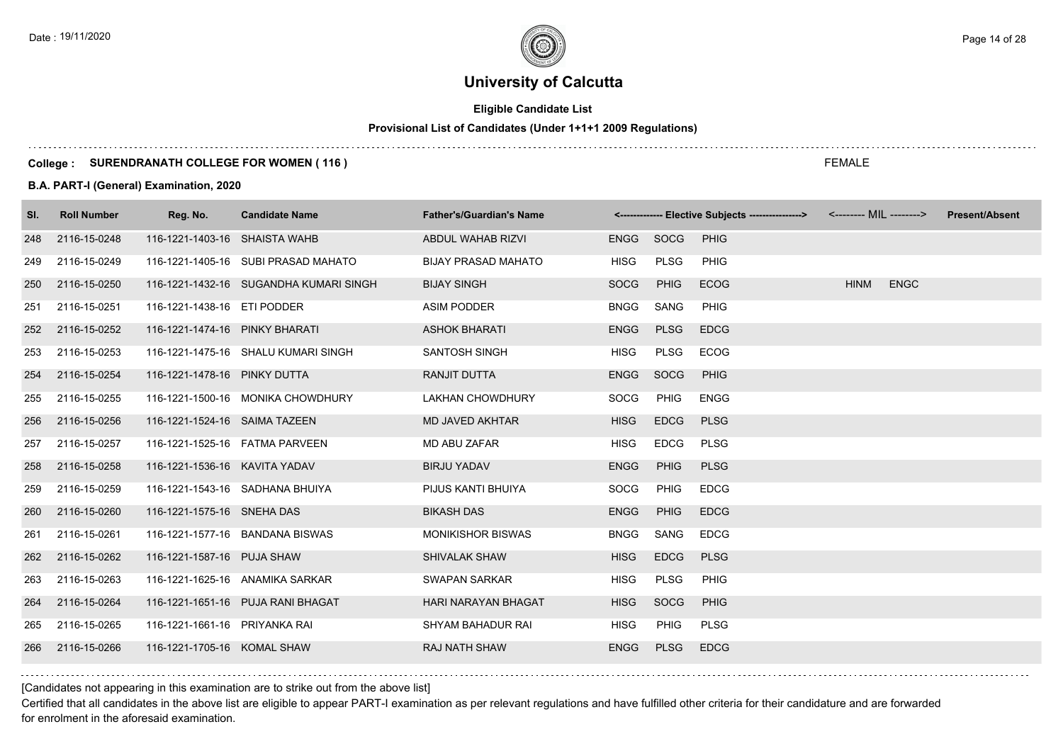# University of Calcutta

**Eligible Candidate List**

**Provisional List of Candidates (Under 1+1+1 2009 Regulations)**

**College : SURENDRANATH COLLEGE FOR WOMEN ( 116 )**

FEMALE

**B.A. PART-I (General) Examination, 2020**

| Sl. | Roll Number | Reg. No. | Candidate Name | Father's/Guardian's Name | <------------- Elective Subjects ---------------> | | | <-------- MIL --------> | | Present/Absent |
|---|---|---|---|---|---|---|---|---|---|---|
| 248 | 2116-15-0248 | 116-1221-1403-16 | SHAISTA WAHB | ABDUL WAHAB RIZVI | ENGG | SOCG | PHIG | | | |
| 249 | 2116-15-0249 | 116-1221-1405-16 | SUBI PRASAD MAHATO | BIJAY PRASAD MAHATO | HISG | PLSG | PHIG | | | |
| 250 | 2116-15-0250 | 116-1221-1432-16 | SUGANDHA KUMARI SINGH | BIJAY SINGH | SOCG | PHIG | ECOG | HINM | ENGC | |
| 251 | 2116-15-0251 | 116-1221-1438-16 | ETI PODDER | ASIM PODDER | BNGG | SANG | PHIG | | | |
| 252 | 2116-15-0252 | 116-1221-1474-16 | PINKY BHARATI | ASHOK BHARATI | ENGG | PLSG | EDCG | | | |
| 253 | 2116-15-0253 | 116-1221-1475-16 | SHALU KUMARI SINGH | SANTOSH SINGH | HISG | PLSG | ECOG | | | |
| 254 | 2116-15-0254 | 116-1221-1478-16 | PINKY DUTTA | RANJIT DUTTA | ENGG | SOCG | PHIG | | | |
| 255 | 2116-15-0255 | 116-1221-1500-16 | MONIKA CHOWDHURY | LAKHAN CHOWDHURY | SOCG | PHIG | ENGG | | | |
| 256 | 2116-15-0256 | 116-1221-1524-16 | SAIMA TAZEEN | MD JAVED AKHTAR | HISG | EDCG | PLSG | | | |
| 257 | 2116-15-0257 | 116-1221-1525-16 | FATMA PARVEEN | MD ABU ZAFAR | HISG | EDCG | PLSG | | | |
| 258 | 2116-15-0258 | 116-1221-1536-16 | KAVITA YADAV | BIRJU YADAV | ENGG | PHIG | PLSG | | | |
| 259 | 2116-15-0259 | 116-1221-1543-16 | SADHANA BHUIYA | PIJUS KANTI BHUIYA | SOCG | PHIG | EDCG | | | |
| 260 | 2116-15-0260 | 116-1221-1575-16 | SNEHA DAS | BIKASH DAS | ENGG | PHIG | EDCG | | | |
| 261 | 2116-15-0261 | 116-1221-1577-16 | BANDANA BISWAS | MONIKISHOR BISWAS | BNGG | SANG | EDCG | | | |
| 262 | 2116-15-0262 | 116-1221-1587-16 | PUJA SHAW | SHIVALAK SHAW | HISG | EDCG | PLSG | | | |
| 263 | 2116-15-0263 | 116-1221-1625-16 | ANAMIKA SARKAR | SWAPAN SARKAR | HISG | PLSG | PHIG | | | |
| 264 | 2116-15-0264 | 116-1221-1651-16 | PUJA RANI BHAGAT | HARI NARAYAN BHAGAT | HISG | SOCG | PHIG | | | |
| 265 | 2116-15-0265 | 116-1221-1661-16 | PRIYANKA RAI | SHYAM BAHADUR RAI | HISG | PHIG | PLSG | | | |
| 266 | 2116-15-0266 | 116-1221-1705-16 | KOMAL SHAW | RAJ NATH SHAW | ENGG | PLSG | EDCG | | | |

[Candidates not appearing in this examination are to strike out from the above list]

Certified that all candidates in the above list are eligible to appear PART-I examination as per relevant regulations and have fulfilled other criteria for their candidature and are forwarded for enrolment in the aforesaid examination.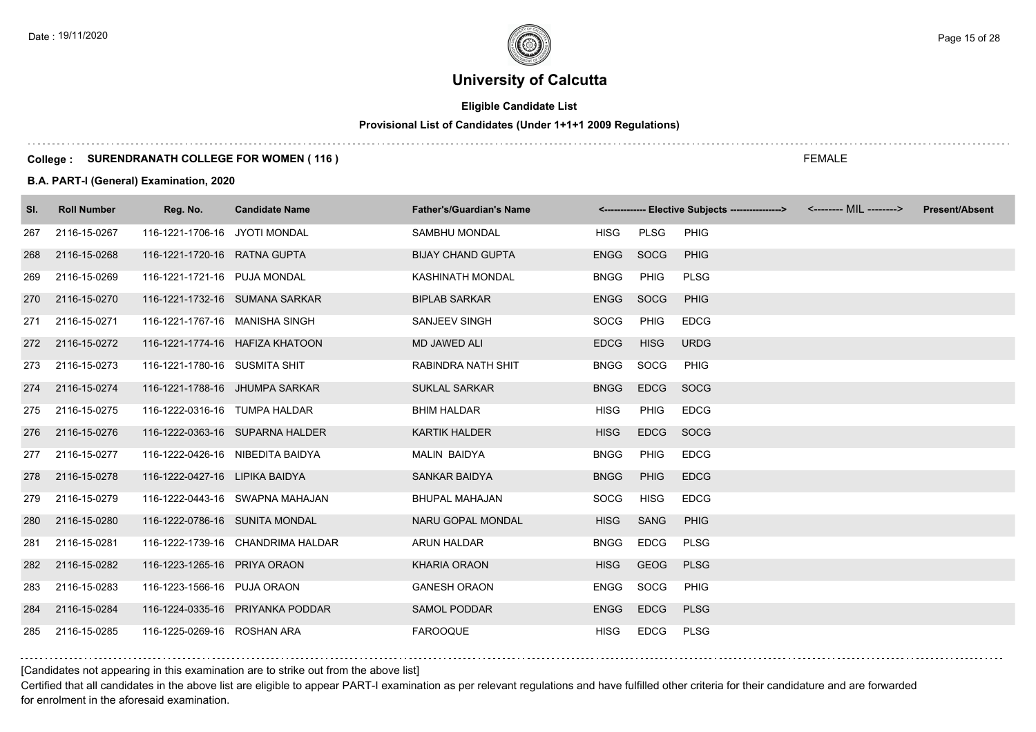# University of Calcutta

**Eligible Candidate List**

**Provisional List of Candidates (Under 1+1+1 2009 Regulations)**

**College : SURENDRANATH COLLEGE FOR WOMEN ( 116 )**

FEMALE

**B.A. PART-I (General) Examination, 2020**

| Sl. | Roll Number | Reg. No. | Candidate Name | Father's/Guardian's Name | <------------- Elective Subjects ----------------> | | | <-------- MIL --------> | Present/Absent |
|---|---|---|---|---|---|---|---|---|---|
| 267 | 2116-15-0267 | 116-1221-1706-16 | JYOTI MONDAL | SAMBHU MONDAL | HISG | PLSG | PHIG | | |
| 268 | 2116-15-0268 | 116-1221-1720-16 | RATNA GUPTA | BIJAY CHAND GUPTA | ENGG | SOCG | PHIG | | |
| 269 | 2116-15-0269 | 116-1221-1721-16 | PUJA MONDAL | KASHINATH MONDAL | BNGG | PHIG | PLSG | | |
| 270 | 2116-15-0270 | 116-1221-1732-16 | SUMANA SARKAR | BIPLAB SARKAR | ENGG | SOCG | PHIG | | |
| 271 | 2116-15-0271 | 116-1221-1767-16 | MANISHA SINGH | SANJEEV SINGH | SOCG | PHIG | EDCG | | |
| 272 | 2116-15-0272 | 116-1221-1774-16 | HAFIZA KHATOON | MD JAWED ALI | EDCG | HISG | URDG | | |
| 273 | 2116-15-0273 | 116-1221-1780-16 | SUSMITA SHIT | RABINDRA NATH SHIT | BNGG | SOCG | PHIG | | |
| 274 | 2116-15-0274 | 116-1221-1788-16 | JHUMPA SARKAR | SUKLAL SARKAR | BNGG | EDCG | SOCG | | |
| 275 | 2116-15-0275 | 116-1222-0316-16 | TUMPA HALDAR | BHIM HALDAR | HISG | PHIG | EDCG | | |
| 276 | 2116-15-0276 | 116-1222-0363-16 | SUPARNA HALDER | KARTIK HALDER | HISG | EDCG | SOCG | | |
| 277 | 2116-15-0277 | 116-1222-0426-16 | NIBEDITA BAIDYA | MALIN BAIDYA | BNGG | PHIG | EDCG | | |
| 278 | 2116-15-0278 | 116-1222-0427-16 | LIPIKA BAIDYA | SANKAR BAIDYA | BNGG | PHIG | EDCG | | |
| 279 | 2116-15-0279 | 116-1222-0443-16 | SWAPNA MAHAJAN | BHUPAL MAHAJAN | SOCG | HISG | EDCG | | |
| 280 | 2116-15-0280 | 116-1222-0786-16 | SUNITA MONDAL | NARU GOPAL MONDAL | HISG | SANG | PHIG | | |
| 281 | 2116-15-0281 | 116-1222-1739-16 | CHANDRIMA HALDAR | ARUN HALDAR | BNGG | EDCG | PLSG | | |
| 282 | 2116-15-0282 | 116-1223-1265-16 | PRIYA ORAON | KHARIA ORAON | HISG | GEOG | PLSG | | |
| 283 | 2116-15-0283 | 116-1223-1566-16 | PUJA ORAON | GANESH ORAON | ENGG | SOCG | PHIG | | |
| 284 | 2116-15-0284 | 116-1224-0335-16 | PRIYANKA PODDAR | SAMOL PODDAR | ENGG | EDCG | PLSG | | |
| 285 | 2116-15-0285 | 116-1225-0269-16 | ROSHAN ARA | FAROOQUE | HISG | EDCG | PLSG | | |

[Candidates not appearing in this examination are to strike out from the above list]

Certified that all candidates in the above list are eligible to appear PART-I examination as per relevant regulations and have fulfilled other criteria for their candidature and are forwarded for enrolment in the aforesaid examination.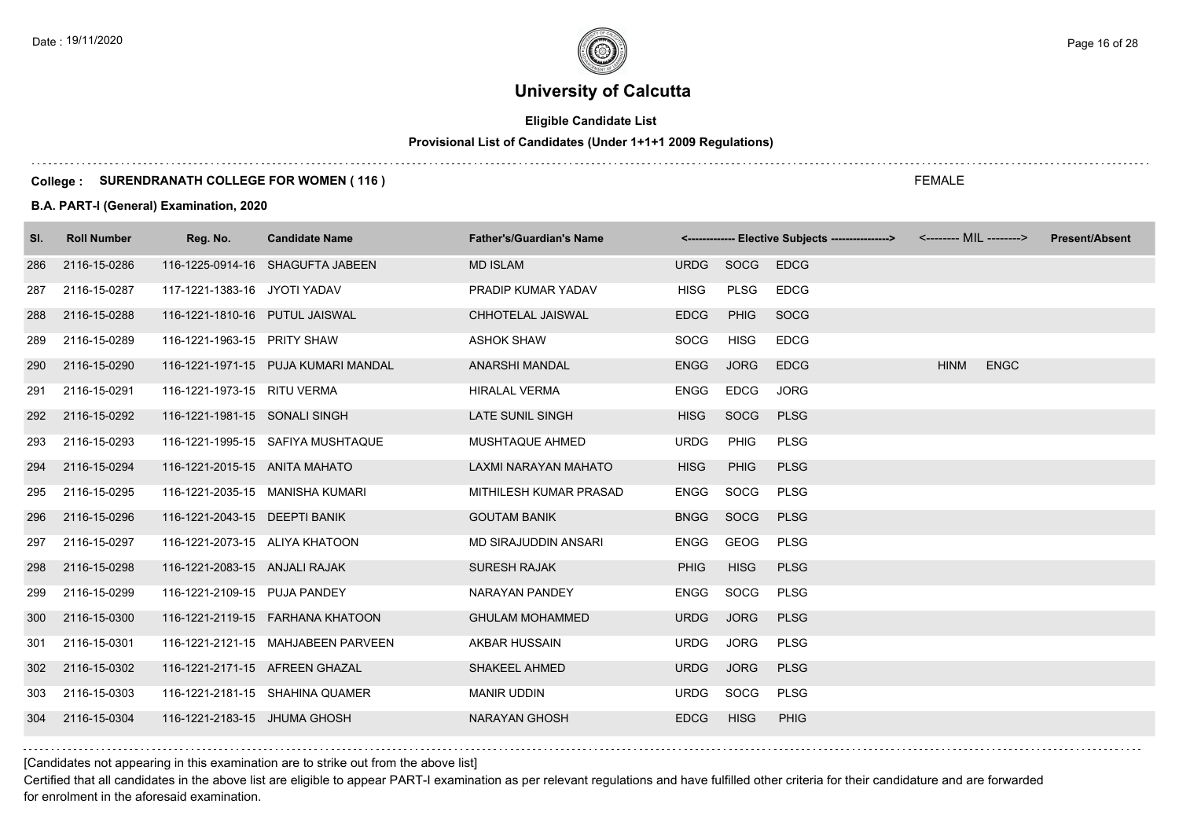# University of Calcutta

**Eligible Candidate List**

**Provisional List of Candidates (Under 1+1+1 2009 Regulations)**

**College : SURENDRANATH COLLEGE FOR WOMEN ( 116 )**

FEMALE

**B.A. PART-I (General) Examination, 2020**

| Sl. | Roll Number | Reg. No. | Candidate Name | Father's/Guardian's Name | <------------- Elective Subjects ----------------> | | | <-------- MIL --------> | | Present/Absent |
|---|---|---|---|---|---|---|---|---|---|---|
| 286 | 2116-15-0286 | 116-1225-0914-16 | SHAGUFTA JABEEN | MD ISLAM | URDG | SOCG | EDCG | | | |
| 287 | 2116-15-0287 | 117-1221-1383-16 | JYOTI YADAV | PRADIP KUMAR YADAV | HISG | PLSG | EDCG | | | |
| 288 | 2116-15-0288 | 116-1221-1810-16 | PUTUL JAISWAL | CHHOTELAL JAISWAL | EDCG | PHIG | SOCG | | | |
| 289 | 2116-15-0289 | 116-1221-1963-15 | PRITY SHAW | ASHOK SHAW | SOCG | HISG | EDCG | | | |
| 290 | 2116-15-0290 | 116-1221-1971-15 | PUJA KUMARI MANDAL | ANARSHI MANDAL | ENGG | JORG | EDCG | HINM | ENGC | |
| 291 | 2116-15-0291 | 116-1221-1973-15 | RITU VERMA | HIRALAL VERMA | ENGG | EDCG | JORG | | | |
| 292 | 2116-15-0292 | 116-1221-1981-15 | SONALI SINGH | LATE SUNIL SINGH | HISG | SOCG | PLSG | | | |
| 293 | 2116-15-0293 | 116-1221-1995-15 | SAFIYA MUSHTAQUE | MUSHTAQUE AHMED | URDG | PHIG | PLSG | | | |
| 294 | 2116-15-0294 | 116-1221-2015-15 | ANITA MAHATO | LAXMI NARAYAN MAHATO | HISG | PHIG | PLSG | | | |
| 295 | 2116-15-0295 | 116-1221-2035-15 | MANISHA KUMARI | MITHILESH KUMAR PRASAD | ENGG | SOCG | PLSG | | | |
| 296 | 2116-15-0296 | 116-1221-2043-15 | DEEPTI BANIK | GOUTAM BANIK | BNGG | SOCG | PLSG | | | |
| 297 | 2116-15-0297 | 116-1221-2073-15 | ALIYA KHATOON | MD SIRAJUDDIN ANSARI | ENGG | GEOG | PLSG | | | |
| 298 | 2116-15-0298 | 116-1221-2083-15 | ANJALI RAJAK | SURESH RAJAK | PHIG | HISG | PLSG | | | |
| 299 | 2116-15-0299 | 116-1221-2109-15 | PUJA PANDEY | NARAYAN PANDEY | ENGG | SOCG | PLSG | | | |
| 300 | 2116-15-0300 | 116-1221-2119-15 | FARHANA KHATOON | GHULAM MOHAMMED | URDG | JORG | PLSG | | | |
| 301 | 2116-15-0301 | 116-1221-2121-15 | MAHJABEEN PARVEEN | AKBAR HUSSAIN | URDG | JORG | PLSG | | | |
| 302 | 2116-15-0302 | 116-1221-2171-15 | AFREEN GHAZAL | SHAKEEL AHMED | URDG | JORG | PLSG | | | |
| 303 | 2116-15-0303 | 116-1221-2181-15 | SHAHINA QUAMER | MANIR UDDIN | URDG | SOCG | PLSG | | | |
| 304 | 2116-15-0304 | 116-1221-2183-15 | JHUMA GHOSH | NARAYAN GHOSH | EDCG | HISG | PHIG | | | |

[Candidates not appearing in this examination are to strike out from the above list]

Certified that all candidates in the above list are eligible to appear PART-I examination as per relevant regulations and have fulfilled other criteria for their candidature and are forwarded for enrolment in the aforesaid examination.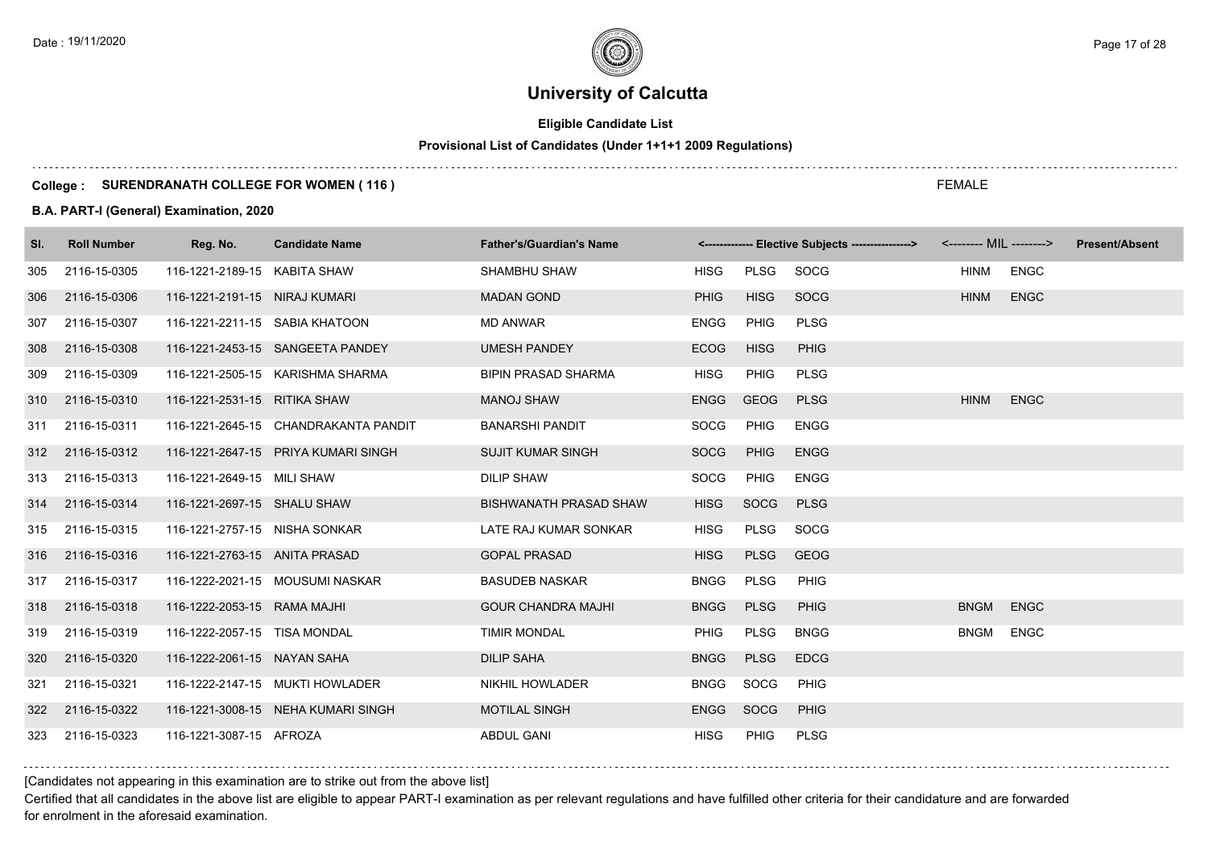# University of Calcutta

**Eligible Candidate List**

**Provisional List of Candidates (Under 1+1+1 2009 Regulations)**

**College : SURENDRANATH COLLEGE FOR WOMEN ( 116 )**

FEMALE

**B.A. PART-I (General) Examination, 2020**

| Sl. | Roll Number | Reg. No. | Candidate Name | Father's/Guardian's Name | <------------- Elective Subjects ----------------> | | | <-------- MIL --------> | | Present/Absent |
|---|---|---|---|---|---|---|---|---|---|---|
| 305 | 2116-15-0305 | 116-1221-2189-15 | KABITA SHAW | SHAMBHU SHAW | HISG | PLSG | SOCG | HINM | ENGC | |
| 306 | 2116-15-0306 | 116-1221-2191-15 | NIRAJ KUMARI | MADAN GOND | PHIG | HISG | SOCG | HINM | ENGC | |
| 307 | 2116-15-0307 | 116-1221-2211-15 | SABIA KHATOON | MD ANWAR | ENGG | PHIG | PLSG | | | |
| 308 | 2116-15-0308 | 116-1221-2453-15 | SANGEETA PANDEY | UMESH PANDEY | ECOG | HISG | PHIG | | | |
| 309 | 2116-15-0309 | 116-1221-2505-15 | KARISHMA SHARMA | BIPIN PRASAD SHARMA | HISG | PHIG | PLSG | | | |
| 310 | 2116-15-0310 | 116-1221-2531-15 | RITIKA SHAW | MANOJ SHAW | ENGG | GEOG | PLSG | HINM | ENGC | |
| 311 | 2116-15-0311 | 116-1221-2645-15 | CHANDRAKANTA PANDIT | BANARSHI PANDIT | SOCG | PHIG | ENGG | | | |
| 312 | 2116-15-0312 | 116-1221-2647-15 | PRIYA KUMARI SINGH | SUJIT KUMAR SINGH | SOCG | PHIG | ENGG | | | |
| 313 | 2116-15-0313 | 116-1221-2649-15 | MILI SHAW | DILIP SHAW | SOCG | PHIG | ENGG | | | |
| 314 | 2116-15-0314 | 116-1221-2697-15 | SHALU SHAW | BISHWANATH PRASAD SHAW | HISG | SOCG | PLSG | | | |
| 315 | 2116-15-0315 | 116-1221-2757-15 | NISHA SONKAR | LATE RAJ KUMAR SONKAR | HISG | PLSG | SOCG | | | |
| 316 | 2116-15-0316 | 116-1221-2763-15 | ANITA PRASAD | GOPAL PRASAD | HISG | PLSG | GEOG | | | |
| 317 | 2116-15-0317 | 116-1222-2021-15 | MOUSUMI NASKAR | BASUDEB NASKAR | BNGG | PLSG | PHIG | | | |
| 318 | 2116-15-0318 | 116-1222-2053-15 | RAMA MAJHI | GOUR CHANDRA MAJHI | BNGG | PLSG | PHIG | BNGM | ENGC | |
| 319 | 2116-15-0319 | 116-1222-2057-15 | TISA MONDAL | TIMIR MONDAL | PHIG | PLSG | BNGG | BNGM | ENGC | |
| 320 | 2116-15-0320 | 116-1222-2061-15 | NAYAN SAHA | DILIP SAHA | BNGG | PLSG | EDCG | | | |
| 321 | 2116-15-0321 | 116-1222-2147-15 | MUKTI HOWLADER | NIKHIL HOWLADER | BNGG | SOCG | PHIG | | | |
| 322 | 2116-15-0322 | 116-1221-3008-15 | NEHA KUMARI SINGH | MOTILAL SINGH | ENGG | SOCG | PHIG | | | |
| 323 | 2116-15-0323 | 116-1221-3087-15 | AFROZA | ABDUL GANI | HISG | PHIG | PLSG | | | |

[Candidates not appearing in this examination are to strike out from the above list]

Certified that all candidates in the above list are eligible to appear PART-I examination as per relevant regulations and have fulfilled other criteria for their candidature and are forwarded for enrolment in the aforesaid examination.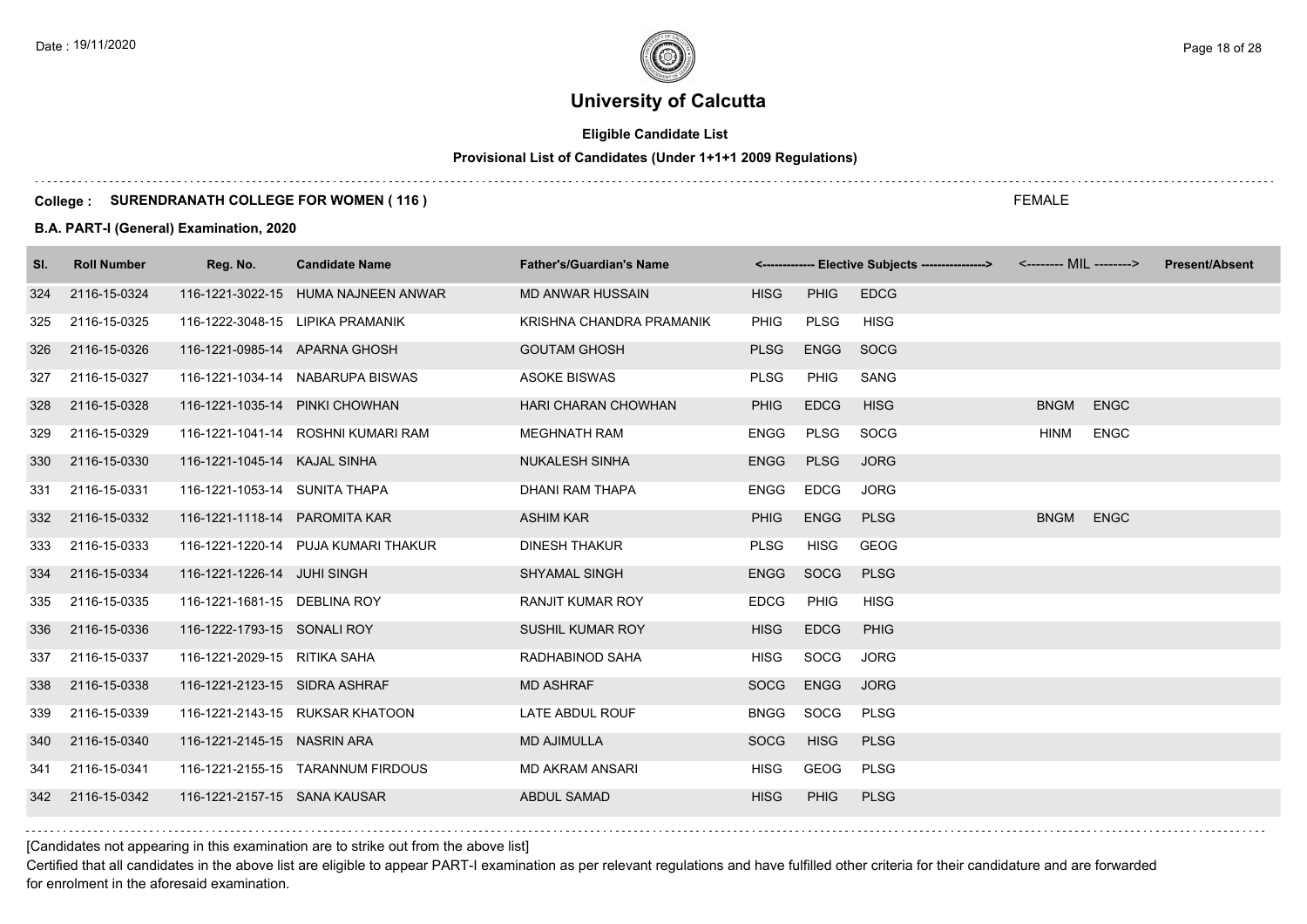# University of Calcutta

**Eligible Candidate List**

**Provisional List of Candidates (Under 1+1+1 2009 Regulations)**

**College : SURENDRANATH COLLEGE FOR WOMEN ( 116 )**

FEMALE

**B.A. PART-I (General) Examination, 2020**

| Sl. | Roll Number | Reg. No. | Candidate Name | Father's/Guardian's Name | <------------- Elective Subjects ----------------> | | | <-------- MIL --------> | | Present/Absent |
|---|---|---|---|---|---|---|---|---|---|---|
| 324 | 2116-15-0324 | 116-1221-3022-15 | HUMA NAJNEEN ANWAR | MD ANWAR HUSSAIN | HISG | PHIG | EDCG | | | |
| 325 | 2116-15-0325 | 116-1222-3048-15 | LIPIKA PRAMANIK | KRISHNA CHANDRA PRAMANIK | PHIG | PLSG | HISG | | | |
| 326 | 2116-15-0326 | 116-1221-0985-14 | APARNA GHOSH | GOUTAM GHOSH | PLSG | ENGG | SOCG | | | |
| 327 | 2116-15-0327 | 116-1221-1034-14 | NABARUPA BISWAS | ASOKE BISWAS | PLSG | PHIG | SANG | | | |
| 328 | 2116-15-0328 | 116-1221-1035-14 | PINKI CHOWHAN | HARI CHARAN CHOWHAN | PHIG | EDCG | HISG | BNGM | ENGC | |
| 329 | 2116-15-0329 | 116-1221-1041-14 | ROSHNI KUMARI RAM | MEGHNATH RAM | ENGG | PLSG | SOCG | HINM | ENGC | |
| 330 | 2116-15-0330 | 116-1221-1045-14 | KAJAL SINHA | NUKALESH SINHA | ENGG | PLSG | JORG | | | |
| 331 | 2116-15-0331 | 116-1221-1053-14 | SUNITA THAPA | DHANI RAM THAPA | ENGG | EDCG | JORG | | | |
| 332 | 2116-15-0332 | 116-1221-1118-14 | PAROMITA KAR | ASHIM KAR | PHIG | ENGG | PLSG | BNGM | ENGC | |
| 333 | 2116-15-0333 | 116-1221-1220-14 | PUJA KUMARI THAKUR | DINESH THAKUR | PLSG | HISG | GEOG | | | |
| 334 | 2116-15-0334 | 116-1221-1226-14 | JUHI SINGH | SHYAMAL SINGH | ENGG | SOCG | PLSG | | | |
| 335 | 2116-15-0335 | 116-1221-1681-15 | DEBLINA ROY | RANJIT KUMAR ROY | EDCG | PHIG | HISG | | | |
| 336 | 2116-15-0336 | 116-1222-1793-15 | SONALI ROY | SUSHIL KUMAR ROY | HISG | EDCG | PHIG | | | |
| 337 | 2116-15-0337 | 116-1221-2029-15 | RITIKA SAHA | RADHABINOD SAHA | HISG | SOCG | JORG | | | |
| 338 | 2116-15-0338 | 116-1221-2123-15 | SIDRA ASHRAF | MD ASHRAF | SOCG | ENGG | JORG | | | |
| 339 | 2116-15-0339 | 116-1221-2143-15 | RUKSAR KHATOON | LATE ABDUL ROUF | BNGG | SOCG | PLSG | | | |
| 340 | 2116-15-0340 | 116-1221-2145-15 | NASRIN ARA | MD AJIMULLA | SOCG | HISG | PLSG | | | |
| 341 | 2116-15-0341 | 116-1221-2155-15 | TARANNUM FIRDOUS | MD AKRAM ANSARI | HISG | GEOG | PLSG | | | |
| 342 | 2116-15-0342 | 116-1221-2157-15 | SANA KAUSAR | ABDUL SAMAD | HISG | PHIG | PLSG | | | |

[Candidates not appearing in this examination are to strike out from the above list]

Certified that all candidates in the above list are eligible to appear PART-I examination as per relevant regulations and have fulfilled other criteria for their candidature and are forwarded for enrolment in the aforesaid examination.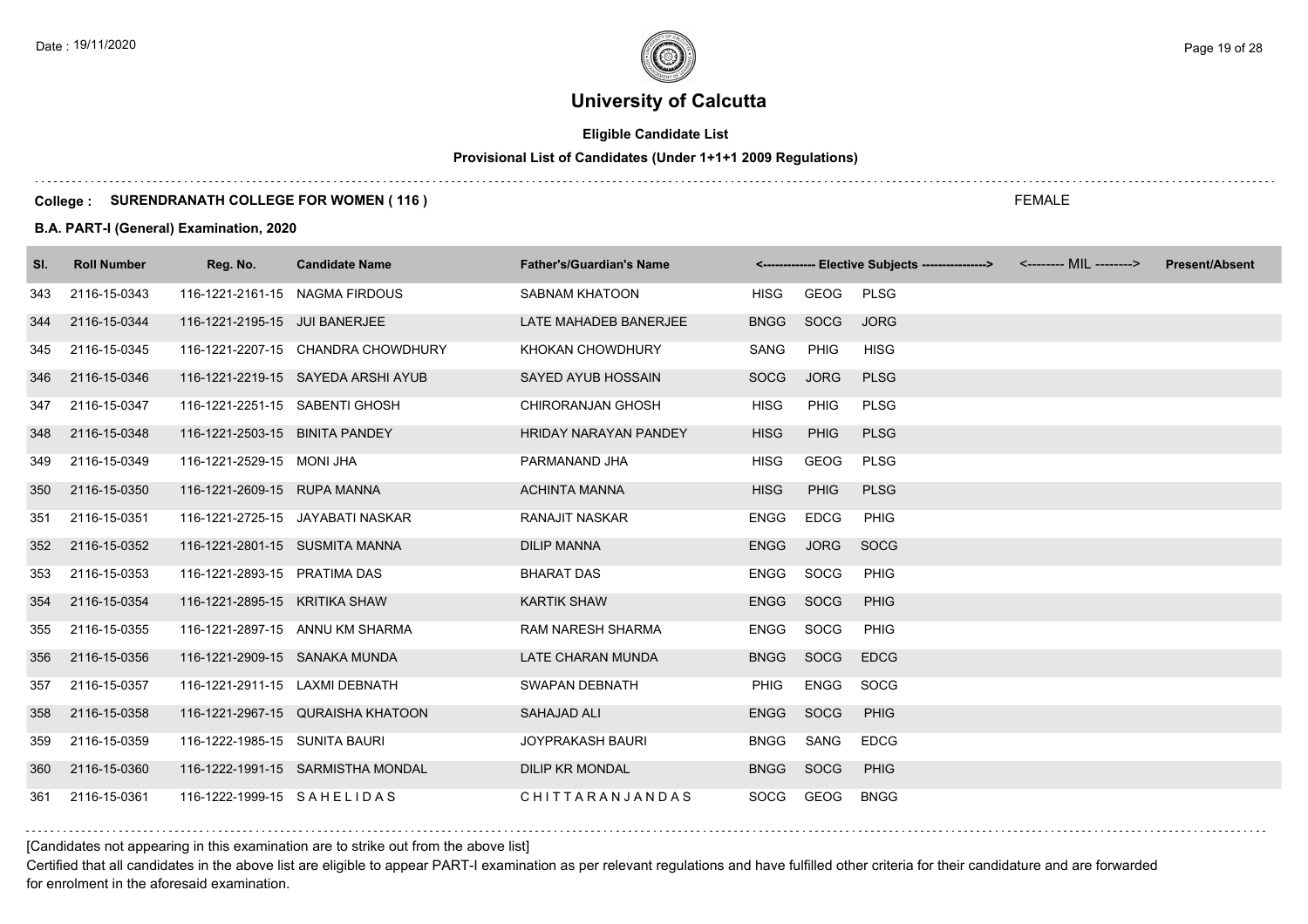# University of Calcutta

**Eligible Candidate List**

**Provisional List of Candidates (Under 1+1+1 2009 Regulations)**

**College : SURENDRANATH COLLEGE FOR WOMEN ( 116 )**

FEMALE

**B.A. PART-I (General) Examination, 2020**

| Sl. | Roll Number | Reg. No. | Candidate Name | Father's/Guardian's Name | <------------- Elective Subjects ----------------> | | | <-------- MIL --------> | Present/Absent |
|---|---|---|---|---|---|---|---|---|---|
| 343 | 2116-15-0343 | 116-1221-2161-15 | NAGMA FIRDOUS | SABNAM KHATOON | HISG | GEOG | PLSG | | |
| 344 | 2116-15-0344 | 116-1221-2195-15 | JUI BANERJEE | LATE MAHADEB BANERJEE | BNGG | SOCG | JORG | | |
| 345 | 2116-15-0345 | 116-1221-2207-15 | CHANDRA CHOWDHURY | KHOKAN CHOWDHURY | SANG | PHIG | HISG | | |
| 346 | 2116-15-0346 | 116-1221-2219-15 | SAYEDA ARSHI AYUB | SAYED AYUB HOSSAIN | SOCG | JORG | PLSG | | |
| 347 | 2116-15-0347 | 116-1221-2251-15 | SABENTI GHOSH | CHIRORANJAN GHOSH | HISG | PHIG | PLSG | | |
| 348 | 2116-15-0348 | 116-1221-2503-15 | BINITA PANDEY | HRIDAY NARAYAN PANDEY | HISG | PHIG | PLSG | | |
| 349 | 2116-15-0349 | 116-1221-2529-15 | MONI JHA | PARMANAND JHA | HISG | GEOG | PLSG | | |
| 350 | 2116-15-0350 | 116-1221-2609-15 | RUPA MANNA | ACHINTA MANNA | HISG | PHIG | PLSG | | |
| 351 | 2116-15-0351 | 116-1221-2725-15 | JAYABATI NASKAR | RANAJIT NASKAR | ENGG | EDCG | PHIG | | |
| 352 | 2116-15-0352 | 116-1221-2801-15 | SUSMITA MANNA | DILIP MANNA | ENGG | JORG | SOCG | | |
| 353 | 2116-15-0353 | 116-1221-2893-15 | PRATIMA DAS | BHARAT DAS | ENGG | SOCG | PHIG | | |
| 354 | 2116-15-0354 | 116-1221-2895-15 | KRITIKA SHAW | KARTIK SHAW | ENGG | SOCG | PHIG | | |
| 355 | 2116-15-0355 | 116-1221-2897-15 | ANNU KM SHARMA | RAM NARESH SHARMA | ENGG | SOCG | PHIG | | |
| 356 | 2116-15-0356 | 116-1221-2909-15 | SANAKA MUNDA | LATE CHARAN MUNDA | BNGG | SOCG | EDCG | | |
| 357 | 2116-15-0357 | 116-1221-2911-15 | LAXMI DEBNATH | SWAPAN DEBNATH | PHIG | ENGG | SOCG | | |
| 358 | 2116-15-0358 | 116-1221-2967-15 | QURAISHA KHATOON | SAHAJAD ALI | ENGG | SOCG | PHIG | | |
| 359 | 2116-15-0359 | 116-1222-1985-15 | SUNITA BAURI | JOYPRAKASH BAURI | BNGG | SANG | EDCG | | |
| 360 | 2116-15-0360 | 116-1222-1991-15 | SARMISTHA MONDAL | DILIP KR MONDAL | BNGG | SOCG | PHIG | | |
| 361 | 2116-15-0361 | 116-1222-1999-15 | S A H E L I D A S | C H I T T A R A N J A N D A S | SOCG | GEOG | BNGG | | |

[Candidates not appearing in this examination are to strike out from the above list]

Certified that all candidates in the above list are eligible to appear PART-I examination as per relevant regulations and have fulfilled other criteria for their candidature and are forwarded for enrolment in the aforesaid examination.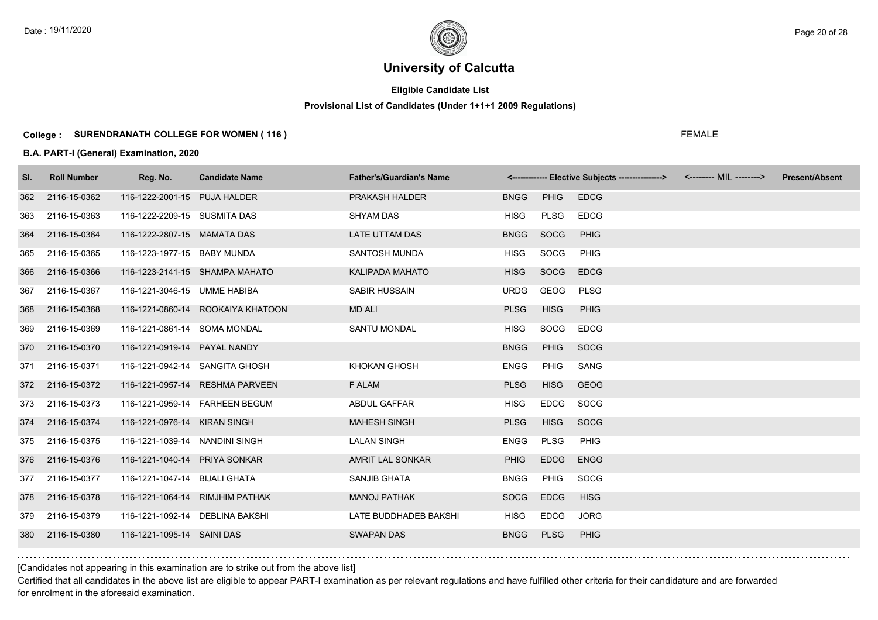# University of Calcutta

**Eligible Candidate List**

**Provisional List of Candidates (Under 1+1+1 2009 Regulations)**

**College : SURENDRANATH COLLEGE FOR WOMEN ( 116 )**

FEMALE

**B.A. PART-I (General) Examination, 2020**

| Sl. | Roll Number | Reg. No. | Candidate Name | Father's/Guardian's Name | <------------- Elective Subjects ----------------> | | | <-------- MIL --------> | Present/Absent |
|---|---|---|---|---|---|---|---|---|---|
| 362 | 2116-15-0362 | 116-1222-2001-15 | PUJA HALDER | PRAKASH HALDER | BNGG | PHIG | EDCG | | |
| 363 | 2116-15-0363 | 116-1222-2209-15 | SUSMITA DAS | SHYAM DAS | HISG | PLSG | EDCG | | |
| 364 | 2116-15-0364 | 116-1222-2807-15 | MAMATA DAS | LATE UTTAM DAS | BNGG | SOCG | PHIG | | |
| 365 | 2116-15-0365 | 116-1223-1977-15 | BABY MUNDA | SANTOSH MUNDA | HISG | SOCG | PHIG | | |
| 366 | 2116-15-0366 | 116-1223-2141-15 | SHAMPA MAHATO | KALIPADA MAHATO | HISG | SOCG | EDCG | | |
| 367 | 2116-15-0367 | 116-1221-3046-15 | UMME HABIBA | SABIR HUSSAIN | URDG | GEOG | PLSG | | |
| 368 | 2116-15-0368 | 116-1221-0860-14 | ROOKAIYA KHATOON | MD ALI | PLSG | HISG | PHIG | | |
| 369 | 2116-15-0369 | 116-1221-0861-14 | SOMA MONDAL | SANTU MONDAL | HISG | SOCG | EDCG | | |
| 370 | 2116-15-0370 | 116-1221-0919-14 | PAYAL NANDY | | BNGG | PHIG | SOCG | | |
| 371 | 2116-15-0371 | 116-1221-0942-14 | SANGITA GHOSH | KHOKAN GHOSH | ENGG | PHIG | SANG | | |
| 372 | 2116-15-0372 | 116-1221-0957-14 | RESHMA PARVEEN | F ALAM | PLSG | HISG | GEOG | | |
| 373 | 2116-15-0373 | 116-1221-0959-14 | FARHEEN BEGUM | ABDUL GAFFAR | HISG | EDCG | SOCG | | |
| 374 | 2116-15-0374 | 116-1221-0976-14 | KIRAN SINGH | MAHESH SINGH | PLSG | HISG | SOCG | | |
| 375 | 2116-15-0375 | 116-1221-1039-14 | NANDINI SINGH | LALAN SINGH | ENGG | PLSG | PHIG | | |
| 376 | 2116-15-0376 | 116-1221-1040-14 | PRIYA SONKAR | AMRIT LAL SONKAR | PHIG | EDCG | ENGG | | |
| 377 | 2116-15-0377 | 116-1221-1047-14 | BIJALI GHATA | SANJIB GHATA | BNGG | PHIG | SOCG | | |
| 378 | 2116-15-0378 | 116-1221-1064-14 | RIMJHIM PATHAK | MANOJ PATHAK | SOCG | EDCG | HISG | | |
| 379 | 2116-15-0379 | 116-1221-1092-14 | DEBLINA BAKSHI | LATE BUDDHADEB BAKSHI | HISG | EDCG | JORG | | |
| 380 | 2116-15-0380 | 116-1221-1095-14 | SAINI DAS | SWAPAN DAS | BNGG | PLSG | PHIG | | |

[Candidates not appearing in this examination are to strike out from the above list]

Certified that all candidates in the above list are eligible to appear PART-I examination as per relevant regulations and have fulfilled other criteria for their candidature and are forwarded for enrolment in the aforesaid examination.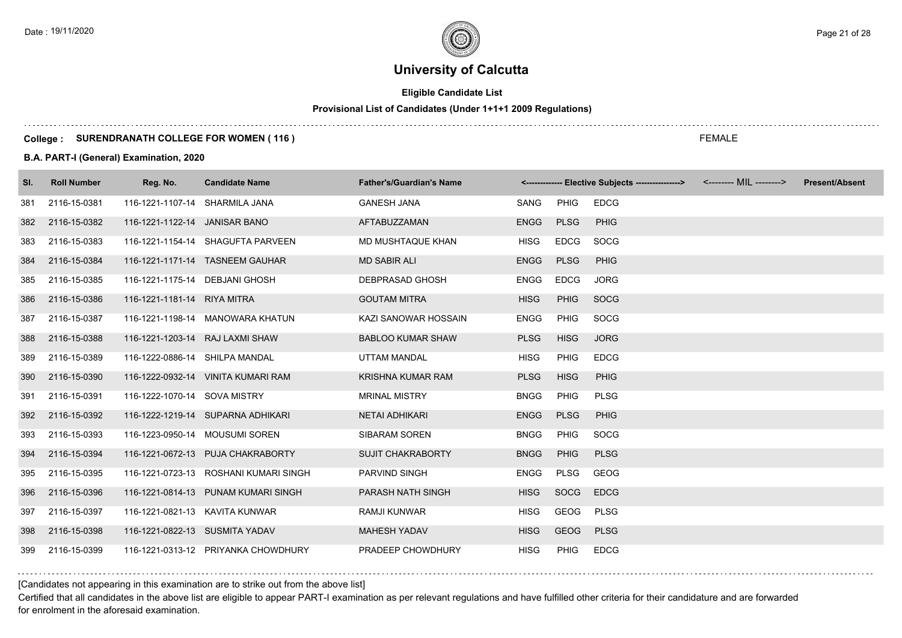# University of Calcutta

## Eligible Candidate List

### Provisional List of Candidates (Under 1+1+1 2009 Regulations)

**College : SURENDRANATH COLLEGE FOR WOMEN ( 116 )**

FEMALE

**B.A. PART-I (General) Examination, 2020**

| Sl. | Roll Number | Reg. No. | Candidate Name | Father's/Guardian's Name | <------------- Elective Subjects ----------------> | | | <-------- MIL --------> | Present/Absent |
|---|---|---|---|---|---|---|---|---|---|
| 381 | 2116-15-0381 | 116-1221-1107-14 | SHARMILA JANA | GANESH JANA | SANG | PHIG | EDCG | | |
| 382 | 2116-15-0382 | 116-1221-1122-14 | JANISAR BANO | AFTABUZZAMAN | ENGG | PLSG | PHIG | | |
| 383 | 2116-15-0383 | 116-1221-1154-14 | SHAGUFTA PARVEEN | MD MUSHTAQUE KHAN | HISG | EDCG | SOCG | | |
| 384 | 2116-15-0384 | 116-1221-1171-14 | TASNEEM GAUHAR | MD SABIR ALI | ENGG | PLSG | PHIG | | |
| 385 | 2116-15-0385 | 116-1221-1175-14 | DEBJANI GHOSH | DEBPRASAD GHOSH | ENGG | EDCG | JORG | | |
| 386 | 2116-15-0386 | 116-1221-1181-14 | RIYA MITRA | GOUTAM MITRA | HISG | PHIG | SOCG | | |
| 387 | 2116-15-0387 | 116-1221-1198-14 | MANOWARA KHATUN | KAZI SANOWAR HOSSAIN | ENGG | PHIG | SOCG | | |
| 388 | 2116-15-0388 | 116-1221-1203-14 | RAJ LAXMI SHAW | BABLOO KUMAR SHAW | PLSG | HISG | JORG | | |
| 389 | 2116-15-0389 | 116-1222-0886-14 | SHILPA MANDAL | UTTAM MANDAL | HISG | PHIG | EDCG | | |
| 390 | 2116-15-0390 | 116-1222-0932-14 | VINITA KUMARI RAM | KRISHNA KUMAR RAM | PLSG | HISG | PHIG | | |
| 391 | 2116-15-0391 | 116-1222-1070-14 | SOVA MISTRY | MRINAL MISTRY | BNGG | PHIG | PLSG | | |
| 392 | 2116-15-0392 | 116-1222-1219-14 | SUPARNA ADHIKARI | NETAI ADHIKARI | ENGG | PLSG | PHIG | | |
| 393 | 2116-15-0393 | 116-1223-0950-14 | MOUSUMI SOREN | SIBARAM SOREN | BNGG | PHIG | SOCG | | |
| 394 | 2116-15-0394 | 116-1221-0672-13 | PUJA CHAKRABORTY | SUJIT CHAKRABORTY | BNGG | PHIG | PLSG | | |
| 395 | 2116-15-0395 | 116-1221-0723-13 | ROSHANI KUMARI SINGH | PARVIND SINGH | ENGG | PLSG | GEOG | | |
| 396 | 2116-15-0396 | 116-1221-0814-13 | PUNAM KUMARI SINGH | PARASH NATH SINGH | HISG | SOCG | EDCG | | |
| 397 | 2116-15-0397 | 116-1221-0821-13 | KAVITA KUNWAR | RAMJI KUNWAR | HISG | GEOG | PLSG | | |
| 398 | 2116-15-0398 | 116-1221-0822-13 | SUSMITA YADAV | MAHESH YADAV | HISG | GEOG | PLSG | | |
| 399 | 2116-15-0399 | 116-1221-0313-12 | PRIYANKA CHOWDHURY | PRADEEP CHOWDHURY | HISG | PHIG | EDCG | | |

[Candidates not appearing in this examination are to strike out from the above list]

Certified that all candidates in the above list are eligible to appear PART-I examination as per relevant regulations and have fulfilled other criteria for their candidature and are forwarded for enrolment in the aforesaid examination.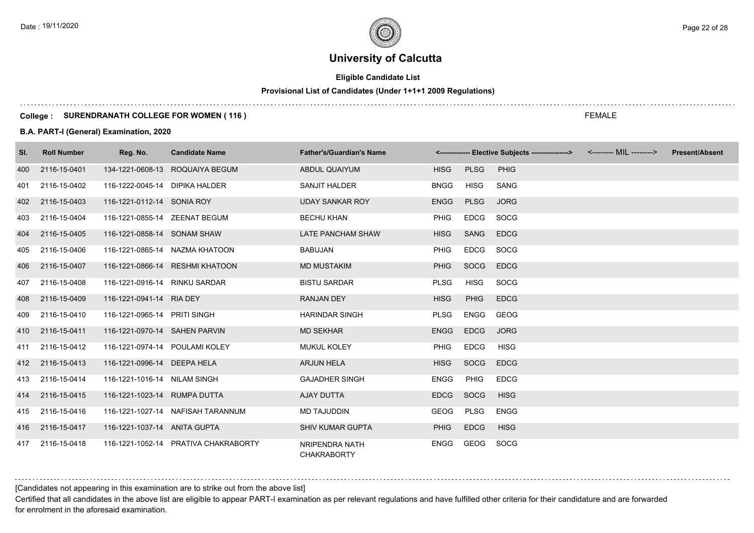# University of Calcutta

**Eligible Candidate List**

**Provisional List of Candidates (Under 1+1+1 2009 Regulations)**

**College : SURENDRANATH COLLEGE FOR WOMEN ( 116 )**

FEMALE

**B.A. PART-I (General) Examination, 2020**

| Sl. | Roll Number | Reg. No. | Candidate Name | Father's/Guardian's Name | <------------- Elective Subjects ----------------> | | | <-------- MIL --------> | Present/Absent |
|---|---|---|---|---|---|---|---|---|---|
| 400 | 2116-15-0401 | 134-1221-0608-13 | ROQUAIYA BEGUM | ABDUL QUAIYUM | HISG | PLSG | PHIG | | |
| 401 | 2116-15-0402 | 116-1222-0045-14 | DIPIKA HALDER | SANJIT HALDER | BNGG | HISG | SANG | | |
| 402 | 2116-15-0403 | 116-1221-0112-14 | SONIA ROY | UDAY SANKAR ROY | ENGG | PLSG | JORG | | |
| 403 | 2116-15-0404 | 116-1221-0855-14 | ZEENAT BEGUM | BECHU KHAN | PHIG | EDCG | SOCG | | |
| 404 | 2116-15-0405 | 116-1221-0858-14 | SONAM SHAW | LATE PANCHAM SHAW | HISG | SANG | EDCG | | |
| 405 | 2116-15-0406 | 116-1221-0865-14 | NAZMA KHATOON | BABUJAN | PHIG | EDCG | SOCG | | |
| 406 | 2116-15-0407 | 116-1221-0866-14 | RESHMI KHATOON | MD MUSTAKIM | PHIG | SOCG | EDCG | | |
| 407 | 2116-15-0408 | 116-1221-0916-14 | RINKU SARDAR | BISTU SARDAR | PLSG | HISG | SOCG | | |
| 408 | 2116-15-0409 | 116-1221-0941-14 | RIA DEY | RANJAN DEY | HISG | PHIG | EDCG | | |
| 409 | 2116-15-0410 | 116-1221-0965-14 | PRITI SINGH | HARINDAR SINGH | PLSG | ENGG | GEOG | | |
| 410 | 2116-15-0411 | 116-1221-0970-14 | SAHEN PARVIN | MD SEKHAR | ENGG | EDCG | JORG | | |
| 411 | 2116-15-0412 | 116-1221-0974-14 | POULAMI KOLEY | MUKUL KOLEY | PHIG | EDCG | HISG | | |
| 412 | 2116-15-0413 | 116-1221-0996-14 | DEEPA HELA | ARJUN HELA | HISG | SOCG | EDCG | | |
| 413 | 2116-15-0414 | 116-1221-1016-14 | NILAM SINGH | GAJADHER SINGH | ENGG | PHIG | EDCG | | |
| 414 | 2116-15-0415 | 116-1221-1023-14 | RUMPA DUTTA | AJAY DUTTA | EDCG | SOCG | HISG | | |
| 415 | 2116-15-0416 | 116-1221-1027-14 | NAFISAH TARANNUM | MD TAJUDDIN | GEOG | PLSG | ENGG | | |
| 416 | 2116-15-0417 | 116-1221-1037-14 | ANITA GUPTA | SHIV KUMAR GUPTA | PHIG | EDCG | HISG | | |
| 417 | 2116-15-0418 | 116-1221-1052-14 | PRATIVA CHAKRABORTY | NRIPENDRA NATH CHAKRABORTY | ENGG | GEOG | SOCG | | |

[Candidates not appearing in this examination are to strike out from the above list]

Certified that all candidates in the above list are eligible to appear PART-I examination as per relevant regulations and have fulfilled other criteria for their candidature and are forwarded for enrolment in the aforesaid examination.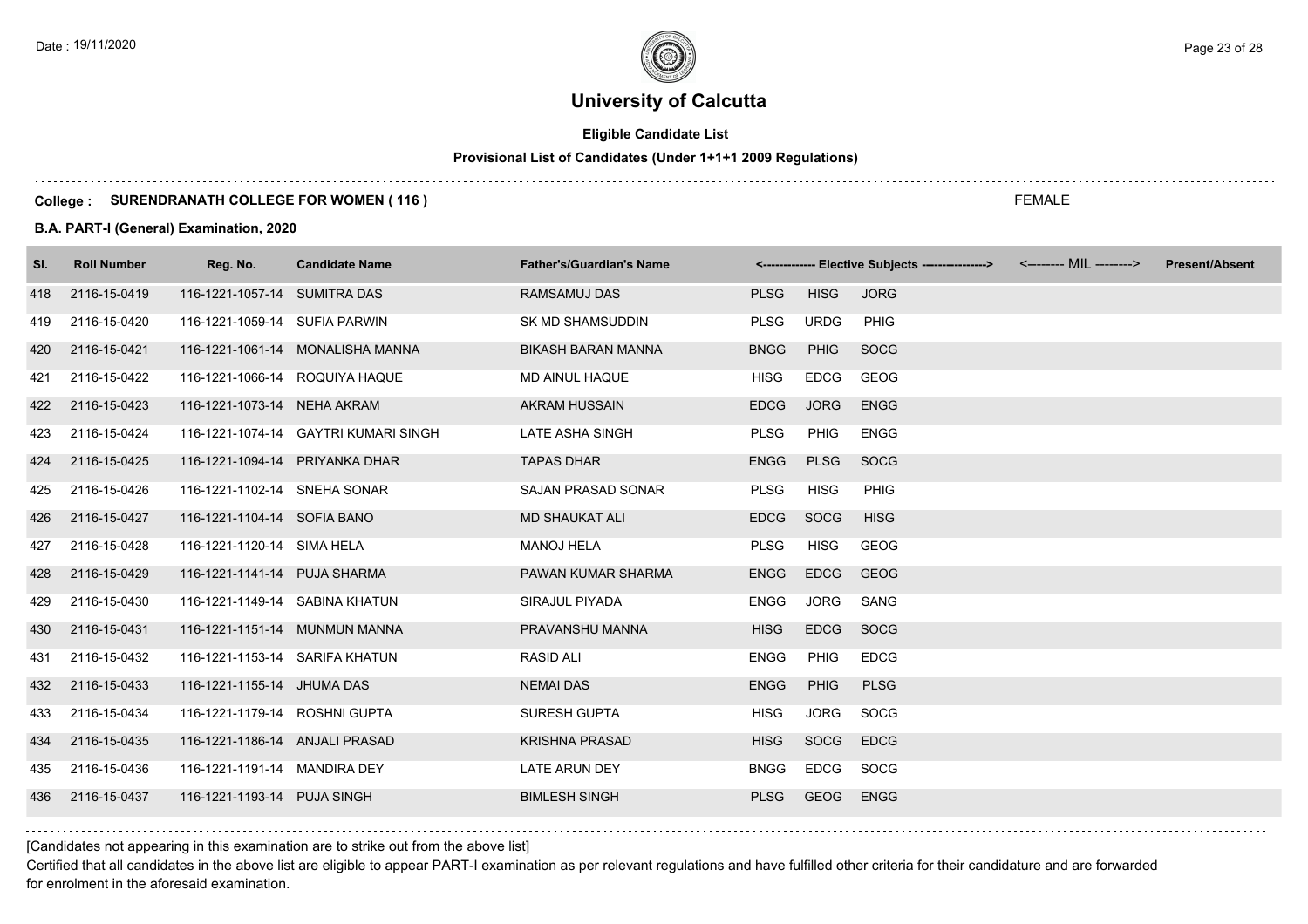# University of Calcutta

**Eligible Candidate List**

**Provisional List of Candidates (Under 1+1+1 2009 Regulations)**

**College : SURENDRANATH COLLEGE FOR WOMEN ( 116 )**

FEMALE

**B.A. PART-I (General) Examination, 2020**

| Sl. | Roll Number | Reg. No. | Candidate Name | Father's/Guardian's Name | <------------- Elective Subjects ----------------> | | | <-------- MIL --------> | Present/Absent |
|---|---|---|---|---|---|---|---|---|---|
| 418 | 2116-15-0419 | 116-1221-1057-14 | SUMITRA DAS | RAMSAMUJ DAS | PLSG | HISG | JORG | | |
| 419 | 2116-15-0420 | 116-1221-1059-14 | SUFIA PARWIN | SK MD SHAMSUDDIN | PLSG | URDG | PHIG | | |
| 420 | 2116-15-0421 | 116-1221-1061-14 | MONALISHA MANNA | BIKASH BARAN MANNA | BNGG | PHIG | SOCG | | |
| 421 | 2116-15-0422 | 116-1221-1066-14 | ROQUIYA HAQUE | MD AINUL HAQUE | HISG | EDCG | GEOG | | |
| 422 | 2116-15-0423 | 116-1221-1073-14 | NEHA AKRAM | AKRAM HUSSAIN | EDCG | JORG | ENGG | | |
| 423 | 2116-15-0424 | 116-1221-1074-14 | GAYTRI KUMARI SINGH | LATE ASHA SINGH | PLSG | PHIG | ENGG | | |
| 424 | 2116-15-0425 | 116-1221-1094-14 | PRIYANKA DHAR | TAPAS DHAR | ENGG | PLSG | SOCG | | |
| 425 | 2116-15-0426 | 116-1221-1102-14 | SNEHA SONAR | SAJAN PRASAD SONAR | PLSG | HISG | PHIG | | |
| 426 | 2116-15-0427 | 116-1221-1104-14 | SOFIA BANO | MD SHAUKAT ALI | EDCG | SOCG | HISG | | |
| 427 | 2116-15-0428 | 116-1221-1120-14 | SIMA HELA | MANOJ HELA | PLSG | HISG | GEOG | | |
| 428 | 2116-15-0429 | 116-1221-1141-14 | PUJA SHARMA | PAWAN KUMAR SHARMA | ENGG | EDCG | GEOG | | |
| 429 | 2116-15-0430 | 116-1221-1149-14 | SABINA KHATUN | SIRAJUL PIYADA | ENGG | JORG | SANG | | |
| 430 | 2116-15-0431 | 116-1221-1151-14 | MUNMUN MANNA | PRAVANSHU MANNA | HISG | EDCG | SOCG | | |
| 431 | 2116-15-0432 | 116-1221-1153-14 | SARIFA KHATUN | RASID ALI | ENGG | PHIG | EDCG | | |
| 432 | 2116-15-0433 | 116-1221-1155-14 | JHUMA DAS | NEMAI DAS | ENGG | PHIG | PLSG | | |
| 433 | 2116-15-0434 | 116-1221-1179-14 | ROSHNI GUPTA | SURESH GUPTA | HISG | JORG | SOCG | | |
| 434 | 2116-15-0435 | 116-1221-1186-14 | ANJALI PRASAD | KRISHNA PRASAD | HISG | SOCG | EDCG | | |
| 435 | 2116-15-0436 | 116-1221-1191-14 | MANDIRA DEY | LATE ARUN DEY | BNGG | EDCG | SOCG | | |
| 436 | 2116-15-0437 | 116-1221-1193-14 | PUJA SINGH | BIMLESH SINGH | PLSG | GEOG | ENGG | | |

[Candidates not appearing in this examination are to strike out from the above list]

Certified that all candidates in the above list are eligible to appear PART-I examination as per relevant regulations and have fulfilled other criteria for their candidature and are forwarded for enrolment in the aforesaid examination.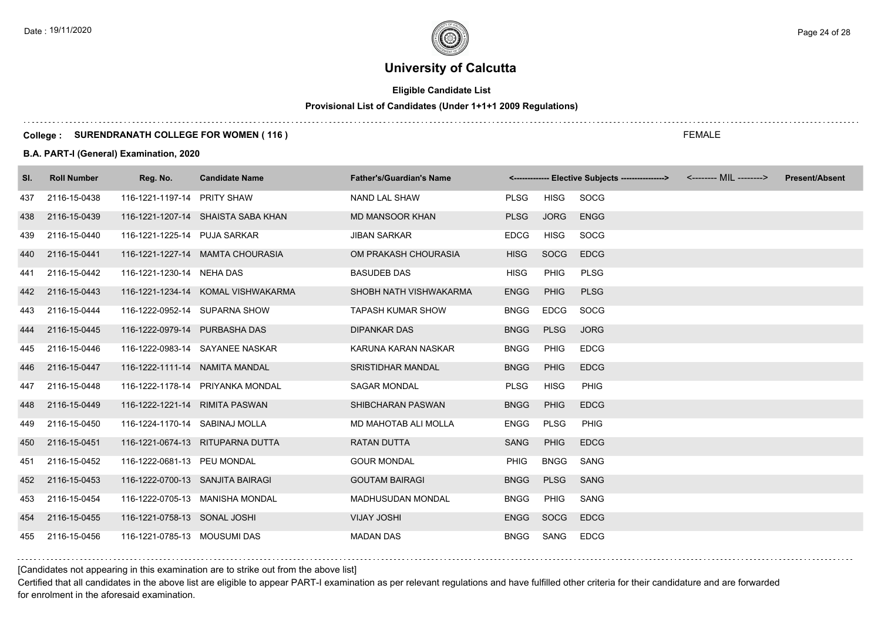# University of Calcutta

**Eligible Candidate List**

**Provisional List of Candidates (Under 1+1+1 2009 Regulations)**

**College : SURENDRANATH COLLEGE FOR WOMEN ( 116 )**

FEMALE

**B.A. PART-I (General) Examination, 2020**

| Sl. | Roll Number | Reg. No. | Candidate Name | Father's/Guardian's Name | <------------- Elective Subjects ----------------> | | | <-------- MIL --------> | Present/Absent |
|---|---|---|---|---|---|---|---|---|---|
| 437 | 2116-15-0438 | 116-1221-1197-14 | PRITY SHAW | NAND LAL SHAW | PLSG | HISG | SOCG | | |
| 438 | 2116-15-0439 | 116-1221-1207-14 | SHAISTA SABA KHAN | MD MANSOOR KHAN | PLSG | JORG | ENGG | | |
| 439 | 2116-15-0440 | 116-1221-1225-14 | PUJA SARKAR | JIBAN SARKAR | EDCG | HISG | SOCG | | |
| 440 | 2116-15-0441 | 116-1221-1227-14 | MAMTA CHOURASIA | OM PRAKASH CHOURASIA | HISG | SOCG | EDCG | | |
| 441 | 2116-15-0442 | 116-1221-1230-14 | NEHA DAS | BASUDEB DAS | HISG | PHIG | PLSG | | |
| 442 | 2116-15-0443 | 116-1221-1234-14 | KOMAL VISHWAKARMA | SHOBH NATH VISHWAKARMA | ENGG | PHIG | PLSG | | |
| 443 | 2116-15-0444 | 116-1222-0952-14 | SUPARNA SHOW | TAPASH KUMAR SHOW | BNGG | EDCG | SOCG | | |
| 444 | 2116-15-0445 | 116-1222-0979-14 | PURBASHA DAS | DIPANKAR DAS | BNGG | PLSG | JORG | | |
| 445 | 2116-15-0446 | 116-1222-0983-14 | SAYANEE NASKAR | KARUNA KARAN NASKAR | BNGG | PHIG | EDCG | | |
| 446 | 2116-15-0447 | 116-1222-1111-14 | NAMITA MANDAL | SRISTIDHAR MANDAL | BNGG | PHIG | EDCG | | |
| 447 | 2116-15-0448 | 116-1222-1178-14 | PRIYANKA MONDAL | SAGAR MONDAL | PLSG | HISG | PHIG | | |
| 448 | 2116-15-0449 | 116-1222-1221-14 | RIMITA PASWAN | SHIBCHARAN PASWAN | BNGG | PHIG | EDCG | | |
| 449 | 2116-15-0450 | 116-1224-1170-14 | SABINAJ MOLLA | MD MAHOTAB ALI MOLLA | ENGG | PLSG | PHIG | | |
| 450 | 2116-15-0451 | 116-1221-0674-13 | RITUPARNA DUTTA | RATAN DUTTA | SANG | PHIG | EDCG | | |
| 451 | 2116-15-0452 | 116-1222-0681-13 | PEU MONDAL | GOUR MONDAL | PHIG | BNGG | SANG | | |
| 452 | 2116-15-0453 | 116-1222-0700-13 | SANJITA BAIRAGI | GOUTAM BAIRAGI | BNGG | PLSG | SANG | | |
| 453 | 2116-15-0454 | 116-1222-0705-13 | MANISHA MONDAL | MADHUSUDAN MONDAL | BNGG | PHIG | SANG | | |
| 454 | 2116-15-0455 | 116-1221-0758-13 | SONAL JOSHI | VIJAY JOSHI | ENGG | SOCG | EDCG | | |
| 455 | 2116-15-0456 | 116-1221-0785-13 | MOUSUMI DAS | MADAN DAS | BNGG | SANG | EDCG | | |

[Candidates not appearing in this examination are to strike out from the above list]

Certified that all candidates in the above list are eligible to appear PART-I examination as per relevant regulations and have fulfilled other criteria for their candidature and are forwarded for enrolment in the aforesaid examination.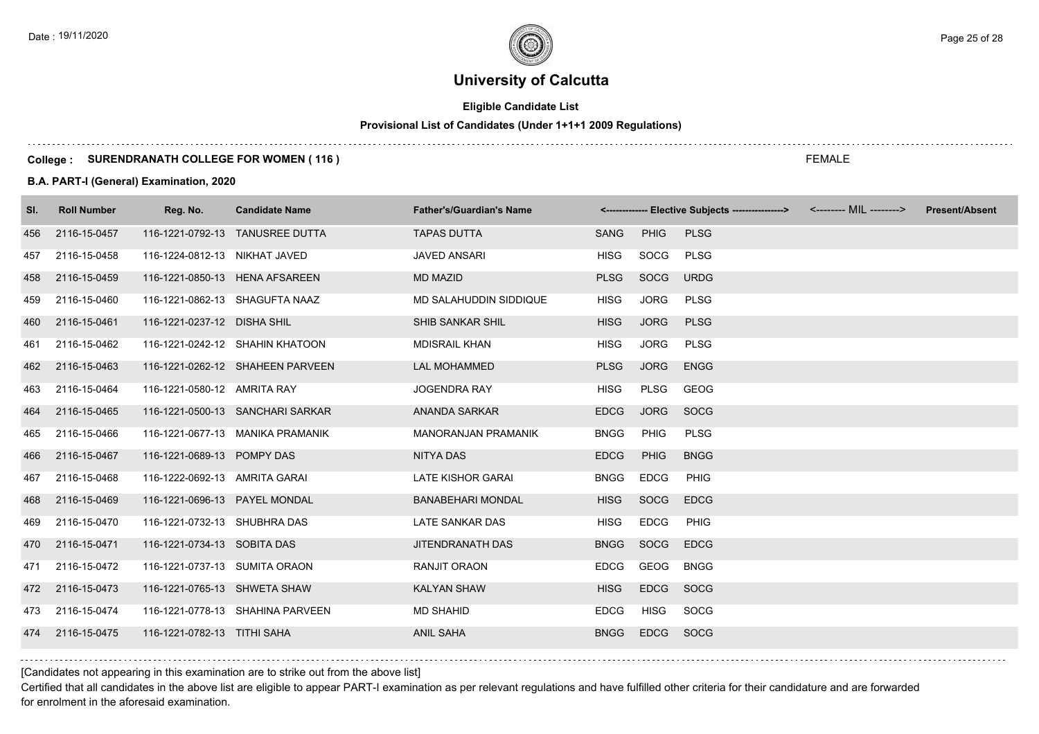# University of Calcutta

**Eligible Candidate List**

**Provisional List of Candidates (Under 1+1+1 2009 Regulations)**

**College : SURENDRANATH COLLEGE FOR WOMEN ( 116 )**

FEMALE

**B.A. PART-I (General) Examination, 2020**

| Sl. | Roll Number | Reg. No. | Candidate Name | Father's/Guardian's Name | <------------- Elective Subjects ----------------> | | | <-------- MIL --------> | Present/Absent |
|---|---|---|---|---|---|---|---|---|---|
| 456 | 2116-15-0457 | 116-1221-0792-13 | TANUSREE DUTTA | TAPAS DUTTA | SANG | PHIG | PLSG | | |
| 457 | 2116-15-0458 | 116-1224-0812-13 | NIKHAT JAVED | JAVED ANSARI | HISG | SOCG | PLSG | | |
| 458 | 2116-15-0459 | 116-1221-0850-13 | HENA AFSAREEN | MD MAZID | PLSG | SOCG | URDG | | |
| 459 | 2116-15-0460 | 116-1221-0862-13 | SHAGUFTA NAAZ | MD SALAHUDDIN SIDDIQUE | HISG | JORG | PLSG | | |
| 460 | 2116-15-0461 | 116-1221-0237-12 | DISHA SHIL | SHIB SANKAR SHIL | HISG | JORG | PLSG | | |
| 461 | 2116-15-0462 | 116-1221-0242-12 | SHAHIN KHATOON | MDISRAIL KHAN | HISG | JORG | PLSG | | |
| 462 | 2116-15-0463 | 116-1221-0262-12 | SHAHEEN PARVEEN | LAL MOHAMMED | PLSG | JORG | ENGG | | |
| 463 | 2116-15-0464 | 116-1221-0580-12 | AMRITA RAY | JOGENDRA RAY | HISG | PLSG | GEOG | | |
| 464 | 2116-15-0465 | 116-1221-0500-13 | SANCHARI SARKAR | ANANDA SARKAR | EDCG | JORG | SOCG | | |
| 465 | 2116-15-0466 | 116-1221-0677-13 | MANIKA PRAMANIK | MANORANJAN PRAMANIK | BNGG | PHIG | PLSG | | |
| 466 | 2116-15-0467 | 116-1221-0689-13 | POMPY DAS | NITYA DAS | EDCG | PHIG | BNGG | | |
| 467 | 2116-15-0468 | 116-1222-0692-13 | AMRITA GARAI | LATE KISHOR GARAI | BNGG | EDCG | PHIG | | |
| 468 | 2116-15-0469 | 116-1221-0696-13 | PAYEL MONDAL | BANABEHARI MONDAL | HISG | SOCG | EDCG | | |
| 469 | 2116-15-0470 | 116-1221-0732-13 | SHUBHRA DAS | LATE SANKAR DAS | HISG | EDCG | PHIG | | |
| 470 | 2116-15-0471 | 116-1221-0734-13 | SOBITA DAS | JITENDRANATH DAS | BNGG | SOCG | EDCG | | |
| 471 | 2116-15-0472 | 116-1221-0737-13 | SUMITA ORAON | RANJIT ORAON | EDCG | GEOG | BNGG | | |
| 472 | 2116-15-0473 | 116-1221-0765-13 | SHWETA SHAW | KALYAN SHAW | HISG | EDCG | SOCG | | |
| 473 | 2116-15-0474 | 116-1221-0778-13 | SHAHINA PARVEEN | MD SHAHID | EDCG | HISG | SOCG | | |
| 474 | 2116-15-0475 | 116-1221-0782-13 | TITHI SAHA | ANIL SAHA | BNGG | EDCG | SOCG | | |

[Candidates not appearing in this examination are to strike out from the above list]

Certified that all candidates in the above list are eligible to appear PART-I examination as per relevant regulations and have fulfilled other criteria for their candidature and are forwarded for enrolment in the aforesaid examination.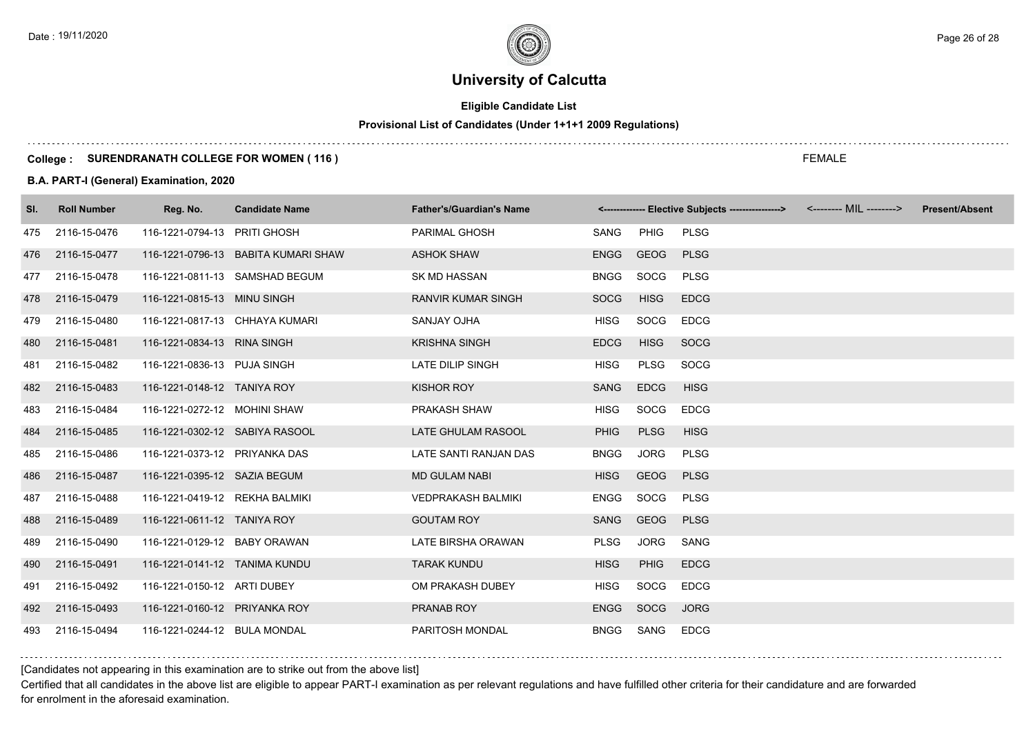# University of Calcutta

**Eligible Candidate List**

**Provisional List of Candidates (Under 1+1+1 2009 Regulations)**

**College : SURENDRANATH COLLEGE FOR WOMEN ( 116 )**

FEMALE

**B.A. PART-I (General) Examination, 2020**

| Sl. | Roll Number | Reg. No. | Candidate Name | Father's/Guardian's Name | <------------- Elective Subjects ----------------> | | | <-------- MIL --------> | Present/Absent |
|---|---|---|---|---|---|---|---|---|---|
| 475 | 2116-15-0476 | 116-1221-0794-13 | PRITI GHOSH | PARIMAL GHOSH | SANG | PHIG | PLSG | | |
| 476 | 2116-15-0477 | 116-1221-0796-13 | BABITA KUMARI SHAW | ASHOK SHAW | ENGG | GEOG | PLSG | | |
| 477 | 2116-15-0478 | 116-1221-0811-13 | SAMSHAD BEGUM | SK MD HASSAN | BNGG | SOCG | PLSG | | |
| 478 | 2116-15-0479 | 116-1221-0815-13 | MINU SINGH | RANVIR KUMAR SINGH | SOCG | HISG | EDCG | | |
| 479 | 2116-15-0480 | 116-1221-0817-13 | CHHAYA KUMARI | SANJAY OJHA | HISG | SOCG | EDCG | | |
| 480 | 2116-15-0481 | 116-1221-0834-13 | RINA SINGH | KRISHNA SINGH | EDCG | HISG | SOCG | | |
| 481 | 2116-15-0482 | 116-1221-0836-13 | PUJA SINGH | LATE DILIP SINGH | HISG | PLSG | SOCG | | |
| 482 | 2116-15-0483 | 116-1221-0148-12 | TANIYA ROY | KISHOR ROY | SANG | EDCG | HISG | | |
| 483 | 2116-15-0484 | 116-1221-0272-12 | MOHINI SHAW | PRAKASH SHAW | HISG | SOCG | EDCG | | |
| 484 | 2116-15-0485 | 116-1221-0302-12 | SABIYA RASOOL | LATE GHULAM RASOOL | PHIG | PLSG | HISG | | |
| 485 | 2116-15-0486 | 116-1221-0373-12 | PRIYANKA DAS | LATE SANTI RANJAN DAS | BNGG | JORG | PLSG | | |
| 486 | 2116-15-0487 | 116-1221-0395-12 | SAZIA BEGUM | MD GULAM NABI | HISG | GEOG | PLSG | | |
| 487 | 2116-15-0488 | 116-1221-0419-12 | REKHA BALMIKI | VEDPRAKASH BALMIKI | ENGG | SOCG | PLSG | | |
| 488 | 2116-15-0489 | 116-1221-0611-12 | TANIYA ROY | GOUTAM ROY | SANG | GEOG | PLSG | | |
| 489 | 2116-15-0490 | 116-1221-0129-12 | BABY ORAWAN | LATE BIRSHA ORAWAN | PLSG | JORG | SANG | | |
| 490 | 2116-15-0491 | 116-1221-0141-12 | TANIMA KUNDU | TARAK KUNDU | HISG | PHIG | EDCG | | |
| 491 | 2116-15-0492 | 116-1221-0150-12 | ARTI DUBEY | OM PRAKASH DUBEY | HISG | SOCG | EDCG | | |
| 492 | 2116-15-0493 | 116-1221-0160-12 | PRIYANKA ROY | PRANAB ROY | ENGG | SOCG | JORG | | |
| 493 | 2116-15-0494 | 116-1221-0244-12 | BULA MONDAL | PARITOSH MONDAL | BNGG | SANG | EDCG | | |

[Candidates not appearing in this examination are to strike out from the above list]

Certified that all candidates in the above list are eligible to appear PART-I examination as per relevant regulations and have fulfilled other criteria for their candidature and are forwarded for enrolment in the aforesaid examination.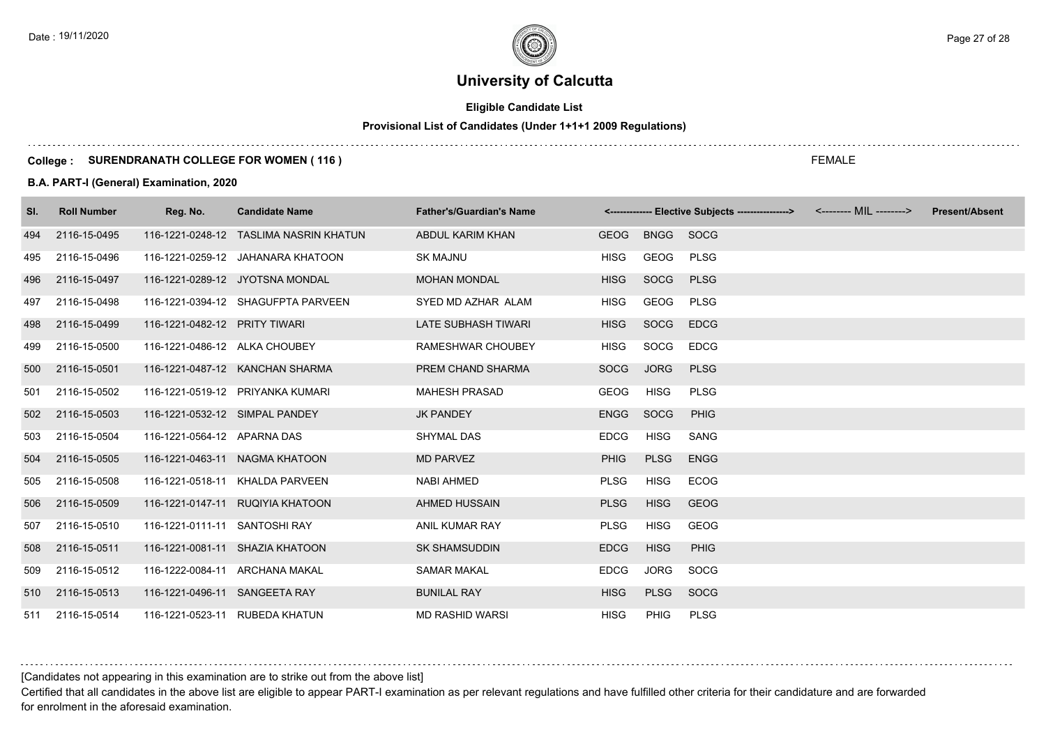# University of Calcutta

**Eligible Candidate List**

**Provisional List of Candidates (Under 1+1+1 2009 Regulations)**

**College : SURENDRANATH COLLEGE FOR WOMEN ( 116 )** FEMALE

**B.A. PART-I (General) Examination, 2020**

| Sl. | Roll Number | Reg. No. | Candidate Name | Father's/Guardian's Name | <------------- Elective Subjects ----------------> | | | <-------- MIL --------> | Present/Absent |
|---|---|---|---|---|---|---|---|---|---|
| 494 | 2116-15-0495 | 116-1221-0248-12 | TASLIMA NASRIN KHATUN | ABDUL KARIM KHAN | GEOG | BNGG | SOCG | | |
| 495 | 2116-15-0496 | 116-1221-0259-12 | JAHANARA KHATOON | SK MAJNU | HISG | GEOG | PLSG | | |
| 496 | 2116-15-0497 | 116-1221-0289-12 | JYOTSNA MONDAL | MOHAN MONDAL | HISG | SOCG | PLSG | | |
| 497 | 2116-15-0498 | 116-1221-0394-12 | SHAGUFPTA PARVEEN | SYED MD AZHAR ALAM | HISG | GEOG | PLSG | | |
| 498 | 2116-15-0499 | 116-1221-0482-12 | PRITY TIWARI | LATE SUBHASH TIWARI | HISG | SOCG | EDCG | | |
| 499 | 2116-15-0500 | 116-1221-0486-12 | ALKA CHOUBEY | RAMESHWAR CHOUBEY | HISG | SOCG | EDCG | | |
| 500 | 2116-15-0501 | 116-1221-0487-12 | KANCHAN SHARMA | PREM CHAND SHARMA | SOCG | JORG | PLSG | | |
| 501 | 2116-15-0502 | 116-1221-0519-12 | PRIYANKA KUMARI | MAHESH PRASAD | GEOG | HISG | PLSG | | |
| 502 | 2116-15-0503 | 116-1221-0532-12 | SIMPAL PANDEY | JK PANDEY | ENGG | SOCG | PHIG | | |
| 503 | 2116-15-0504 | 116-1221-0564-12 | APARNA DAS | SHYMAL DAS | EDCG | HISG | SANG | | |
| 504 | 2116-15-0505 | 116-1221-0463-11 | NAGMA KHATOON | MD PARVEZ | PHIG | PLSG | ENGG | | |
| 505 | 2116-15-0508 | 116-1221-0518-11 | KHALDA PARVEEN | NABI AHMED | PLSG | HISG | ECOG | | |
| 506 | 2116-15-0509 | 116-1221-0147-11 | RUQIYIA KHATOON | AHMED HUSSAIN | PLSG | HISG | GEOG | | |
| 507 | 2116-15-0510 | 116-1221-0111-11 | SANTOSHI RAY | ANIL KUMAR RAY | PLSG | HISG | GEOG | | |
| 508 | 2116-15-0511 | 116-1221-0081-11 | SHAZIA KHATOON | SK SHAMSUDDIN | EDCG | HISG | PHIG | | |
| 509 | 2116-15-0512 | 116-1222-0084-11 | ARCHANA MAKAL | SAMAR MAKAL | EDCG | JORG | SOCG | | |
| 510 | 2116-15-0513 | 116-1221-0496-11 | SANGEETA RAY | BUNILAL RAY | HISG | PLSG | SOCG | | |
| 511 | 2116-15-0514 | 116-1221-0523-11 | RUBEDA KHATUN | MD RASHID WARSI | HISG | PHIG | PLSG | | |

[Candidates not appearing in this examination are to strike out from the above list]

Certified that all candidates in the above list are eligible to appear PART-I examination as per relevant regulations and have fulfilled other criteria for their candidature and are forwarded for enrolment in the aforesaid examination.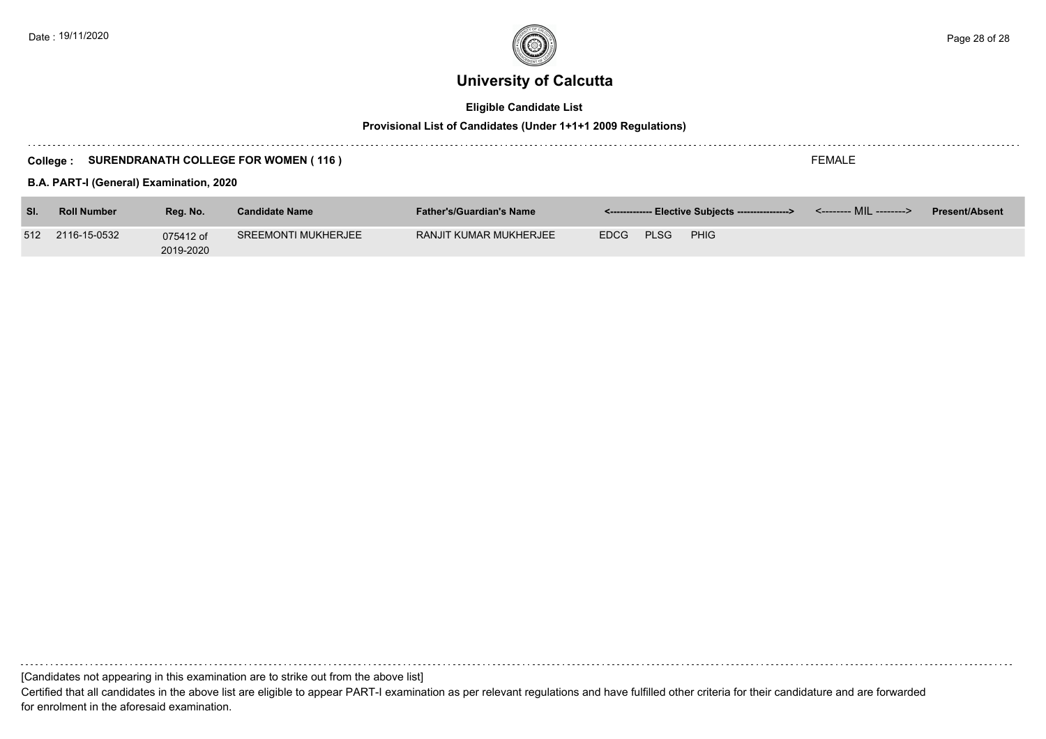# University of Calcutta

**Eligible Candidate List**

**Provisional List of Candidates (Under 1+1+1 2009 Regulations)**

**College : SURENDRANATH COLLEGE FOR WOMEN ( 116 )** FEMALE

**B.A. PART-I (General) Examination, 2020**

| Sl. | Roll Number | Reg. No. | Candidate Name | Father's/Guardian's Name | <------------- Elective Subjects ----------------> | <-------- MIL --------> | Present/Absent |
|---|---|---|---|---|---|---|---|
| 512 | 2116-15-0532 | 075412 of 2019-2020 | SREEMONTI MUKHERJEE | RANJIT KUMAR MUKHERJEE | EDCG PLSG PHIG | | |

[Candidates not appearing in this examination are to strike out from the above list]

Certified that all candidates in the above list are eligible to appear PART-I examination as per relevant regulations and have fulfilled other criteria for their candidature and are forwarded for enrolment in the aforesaid examination.